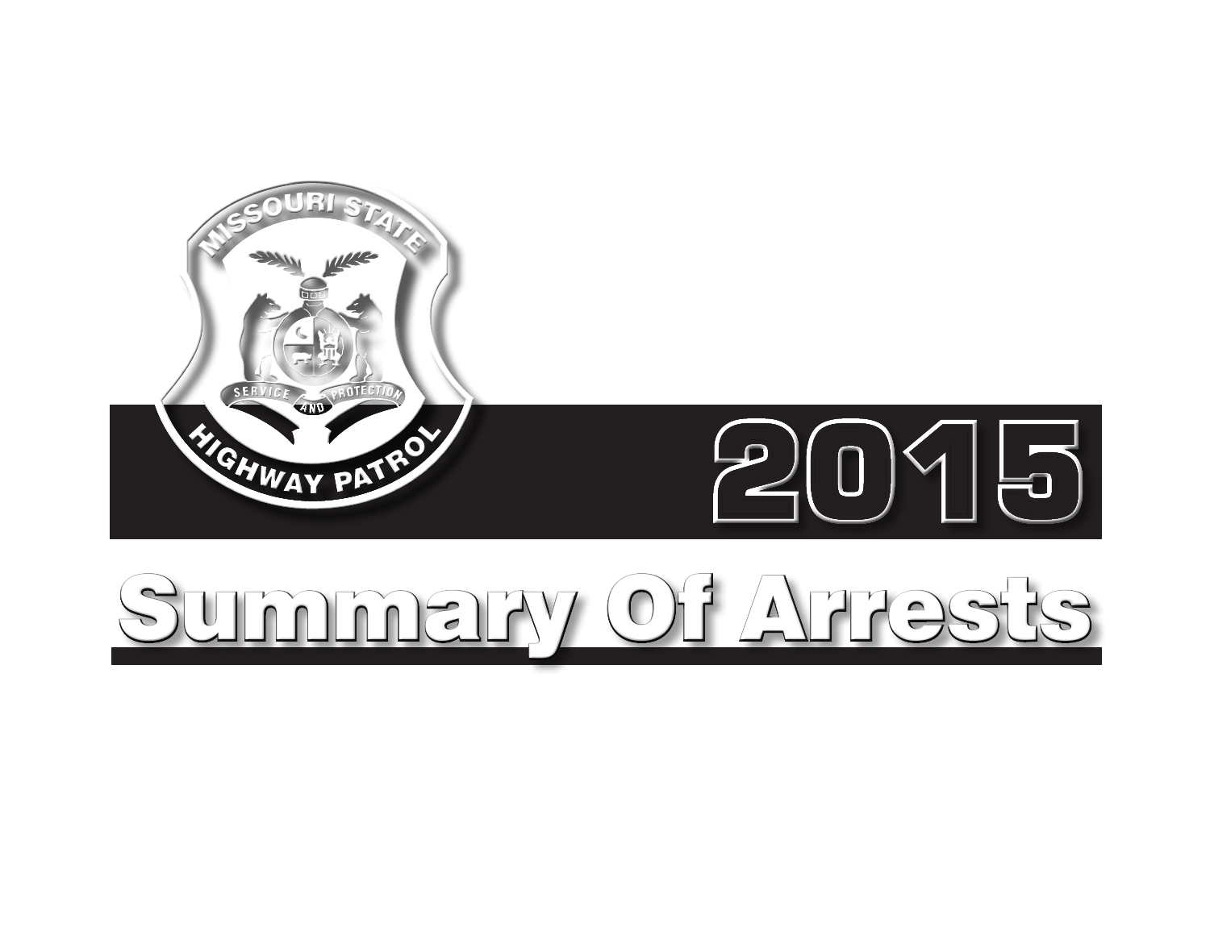MISSOURI STATE HIGHWAY PATROL

SERVICE AND PROTECTION

# 2015

# Summary Of Arrests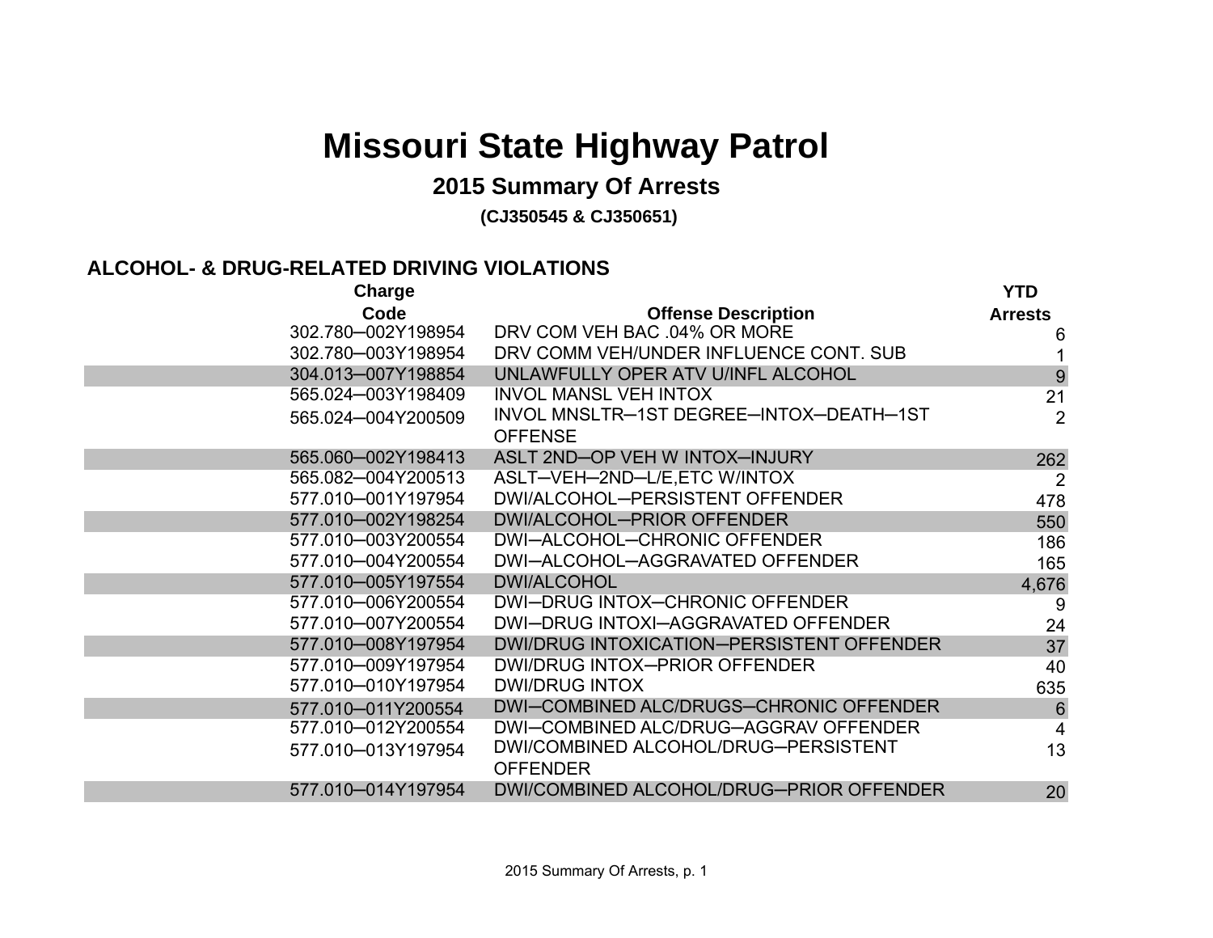# Missouri State Highway Patrol

## 2015 Summary Of Arrests

**(CJ350545 & CJ350651)**

### ALCOHOL- & DRUG-RELATED DRIVING VIOLATIONS

| Charge Code | Offense Description | YTD Arrests |
|---|---|---|
| 302.780─002Y198954 | DRV COM VEH BAC .04% OR MORE | 6 |
| 302.780─003Y198954 | DRV COMM VEH/UNDER INFLUENCE CONT. SUB | 1 |
| 304.013─007Y198854 | UNLAWFULLY OPER ATV U/INFL ALCOHOL | 9 |
| 565.024─003Y198409 | INVOL MANSL VEH INTOX | 21 |
| 565.024─004Y200509 | INVOL MNSLTR─1ST DEGREE─INTOX─DEATH─1ST OFFENSE | 2 |
| 565.060─002Y198413 | ASLT 2ND─OP VEH W INTOX─INJURY | 262 |
| 565.082─004Y200513 | ASLT─VEH─2ND─L/E,ETC W/INTOX | 2 |
| 577.010─001Y197954 | DWI/ALCOHOL─PERSISTENT OFFENDER | 478 |
| 577.010─002Y198254 | DWI/ALCOHOL─PRIOR OFFENDER | 550 |
| 577.010─003Y200554 | DWI─ALCOHOL─CHRONIC OFFENDER | 186 |
| 577.010─004Y200554 | DWI─ALCOHOL─AGGRAVATED OFFENDER | 165 |
| 577.010─005Y197554 | DWI/ALCOHOL | 4,676 |
| 577.010─006Y200554 | DWI─DRUG INTOX─CHRONIC OFFENDER | 9 |
| 577.010─007Y200554 | DWI─DRUG INTOXI─AGGRAVATED OFFENDER | 24 |
| 577.010─008Y197954 | DWI/DRUG INTOXICATION─PERSISTENT OFFENDER | 37 |
| 577.010─009Y197954 | DWI/DRUG INTOX─PRIOR OFFENDER | 40 |
| 577.010─010Y197954 | DWI/DRUG INTOX | 635 |
| 577.010─011Y200554 | DWI─COMBINED ALC/DRUGS─CHRONIC OFFENDER | 6 |
| 577.010─012Y200554 | DWI─COMBINED ALC/DRUG─AGGRAV OFFENDER | 4 |
| 577.010─013Y197954 | DWI/COMBINED ALCOHOL/DRUG─PERSISTENT OFFENDER | 13 |
| 577.010─014Y197954 | DWI/COMBINED ALCOHOL/DRUG─PRIOR OFFENDER | 20 |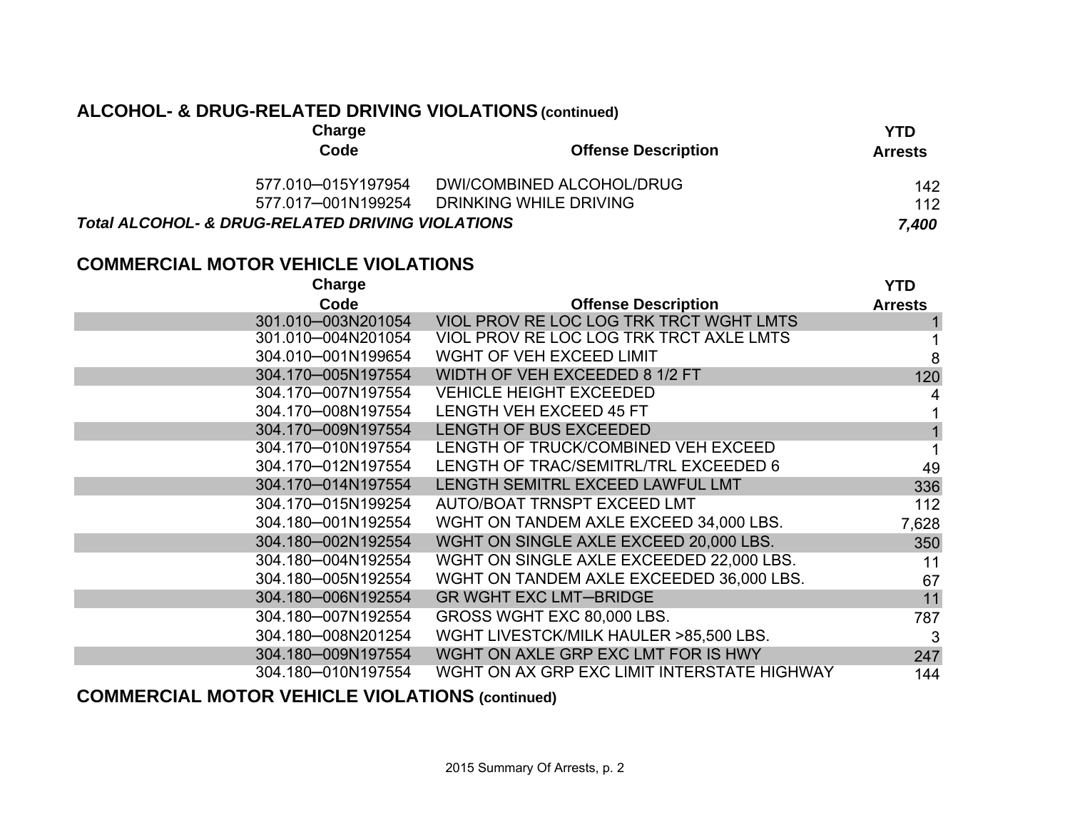## ALCOHOL- & DRUG-RELATED DRIVING VIOLATIONS (continued)

| Charge Code | Offense Description | YTD Arrests |
|---|---|---|
| 577.010─015Y197954 | DWI/COMBINED ALCOHOL/DRUG | 142 |
| 577.017─001N199254 | DRINKING WHILE DRIVING | 112 |
| ***Total ALCOHOL- & DRUG-RELATED DRIVING VIOLATIONS*** | | ***7,400*** |

## COMMERCIAL MOTOR VEHICLE VIOLATIONS

| Charge Code | Offense Description | YTD Arrests |
|---|---|---|
| 301.010─003N201054 | VIOL PROV RE LOC LOG TRK TRCT WGHT LMTS | 1 |
| 301.010─004N201054 | VIOL PROV RE LOC LOG TRK TRCT AXLE LMTS | 1 |
| 304.010─001N199654 | WGHT OF VEH EXCEED LIMIT | 8 |
| 304.170─005N197554 | WIDTH OF VEH EXCEEDED 8 1/2 FT | 120 |
| 304.170─007N197554 | VEHICLE HEIGHT EXCEEDED | 4 |
| 304.170─008N197554 | LENGTH VEH EXCEED 45 FT | 1 |
| 304.170─009N197554 | LENGTH OF BUS EXCEEDED | 1 |
| 304.170─010N197554 | LENGTH OF TRUCK/COMBINED VEH EXCEED | 1 |
| 304.170─012N197554 | LENGTH OF TRAC/SEMITRL/TRL EXCEEDED 6 | 49 |
| 304.170─014N197554 | LENGTH SEMITRL EXCEED LAWFUL LMT | 336 |
| 304.170─015N199254 | AUTO/BOAT TRNSPT EXCEED LMT | 112 |
| 304.180─001N192554 | WGHT ON TANDEM AXLE EXCEED 34,000 LBS. | 7,628 |
| 304.180─002N192554 | WGHT ON SINGLE AXLE EXCEED 20,000 LBS. | 350 |
| 304.180─004N192554 | WGHT ON SINGLE AXLE EXCEEDED 22,000 LBS. | 11 |
| 304.180─005N192554 | WGHT ON TANDEM AXLE EXCEEDED 36,000 LBS. | 67 |
| 304.180─006N192554 | GR WGHT EXC LMT─BRIDGE | 11 |
| 304.180─007N192554 | GROSS WGHT EXC 80,000 LBS. | 787 |
| 304.180─008N201254 | WGHT LIVESTCK/MILK HAULER >85,500 LBS. | 3 |
| 304.180─009N197554 | WGHT ON AXLE GRP EXC LMT FOR IS HWY | 247 |
| 304.180─010N197554 | WGHT ON AX GRP EXC LIMIT INTERSTATE HIGHWAY | 144 |

## COMMERCIAL MOTOR VEHICLE VIOLATIONS (continued)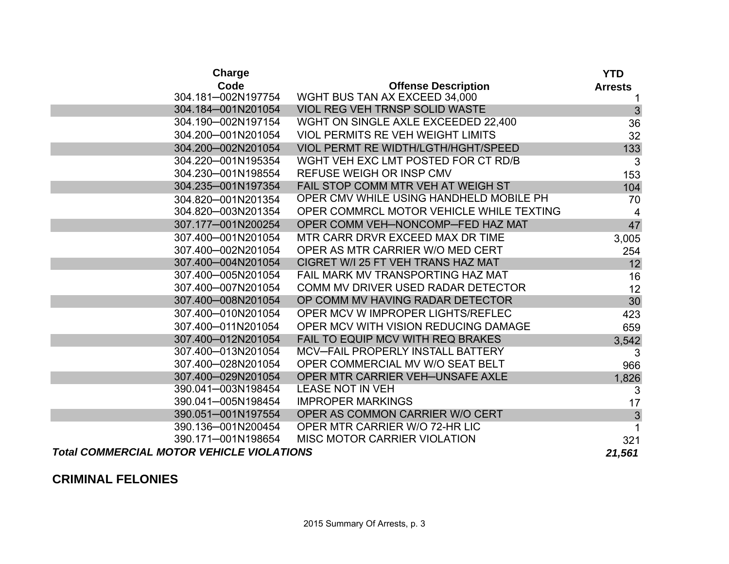| Charge Code | Offense Description | YTD Arrests |
|---|---|---|
| 304.181–002N197754 | WGHT BUS TAN AX EXCEED 34,000 | 1 |
| 304.184–001N201054 | VIOL REG VEH TRNSP SOLID WASTE | 3 |
| 304.190–002N197154 | WGHT ON SINGLE AXLE EXCEEDED 22,400 | 36 |
| 304.200–001N201054 | VIOL PERMITS RE VEH WEIGHT LIMITS | 32 |
| 304.200–002N201054 | VIOL PERMT RE WIDTH/LGTH/HGHT/SPEED | 133 |
| 304.220–001N195354 | WGHT VEH EXC LMT POSTED FOR CT RD/B | 3 |
| 304.230–001N198554 | REFUSE WEIGH OR INSP CMV | 153 |
| 304.235–001N197354 | FAIL STOP COMM MTR VEH AT WEIGH ST | 104 |
| 304.820–001N201354 | OPER CMV WHILE USING HANDHELD MOBILE PH | 70 |
| 304.820–003N201354 | OPER COMMRCL MOTOR VEHICLE WHILE TEXTING | 4 |
| 307.177–001N200254 | OPER COMM VEH–NONCOMP–FED HAZ MAT | 47 |
| 307.400–001N201054 | MTR CARR DRVR EXCEED MAX DR TIME | 3,005 |
| 307.400–002N201054 | OPER AS MTR CARRIER W/O MED CERT | 254 |
| 307.400–004N201054 | CIGRET W/I 25 FT VEH TRANS HAZ MAT | 12 |
| 307.400–005N201054 | FAIL MARK MV TRANSPORTING HAZ MAT | 16 |
| 307.400–007N201054 | COMM MV DRIVER USED RADAR DETECTOR | 12 |
| 307.400–008N201054 | OP COMM MV HAVING RADAR DETECTOR | 30 |
| 307.400–010N201054 | OPER MCV W IMPROPER LIGHTS/REFLEC | 423 |
| 307.400–011N201054 | OPER MCV WITH VISION REDUCING DAMAGE | 659 |
| 307.400–012N201054 | FAIL TO EQUIP MCV WITH REQ BRAKES | 3,542 |
| 307.400–013N201054 | MCV–FAIL PROPERLY INSTALL BATTERY | 3 |
| 307.400–028N201054 | OPER COMMERCIAL MV W/O SEAT BELT | 966 |
| 307.400–029N201054 | OPER MTR CARRIER VEH–UNSAFE AXLE | 1,826 |
| 390.041–003N198454 | LEASE NOT IN VEH | 3 |
| 390.041–005N198454 | IMPROPER MARKINGS | 17 |
| 390.051–001N197554 | OPER AS COMMON CARRIER W/O CERT | 3 |
| 390.136–001N200454 | OPER MTR CARRIER W/O 72-HR LIC | 1 |
| 390.171–001N198654 | MISC MOTOR CARRIER VIOLATION | 321 |
| ***Total COMMERCIAL MOTOR VEHICLE VIOLATIONS*** | | ***21,561*** |

## CRIMINAL FELONIES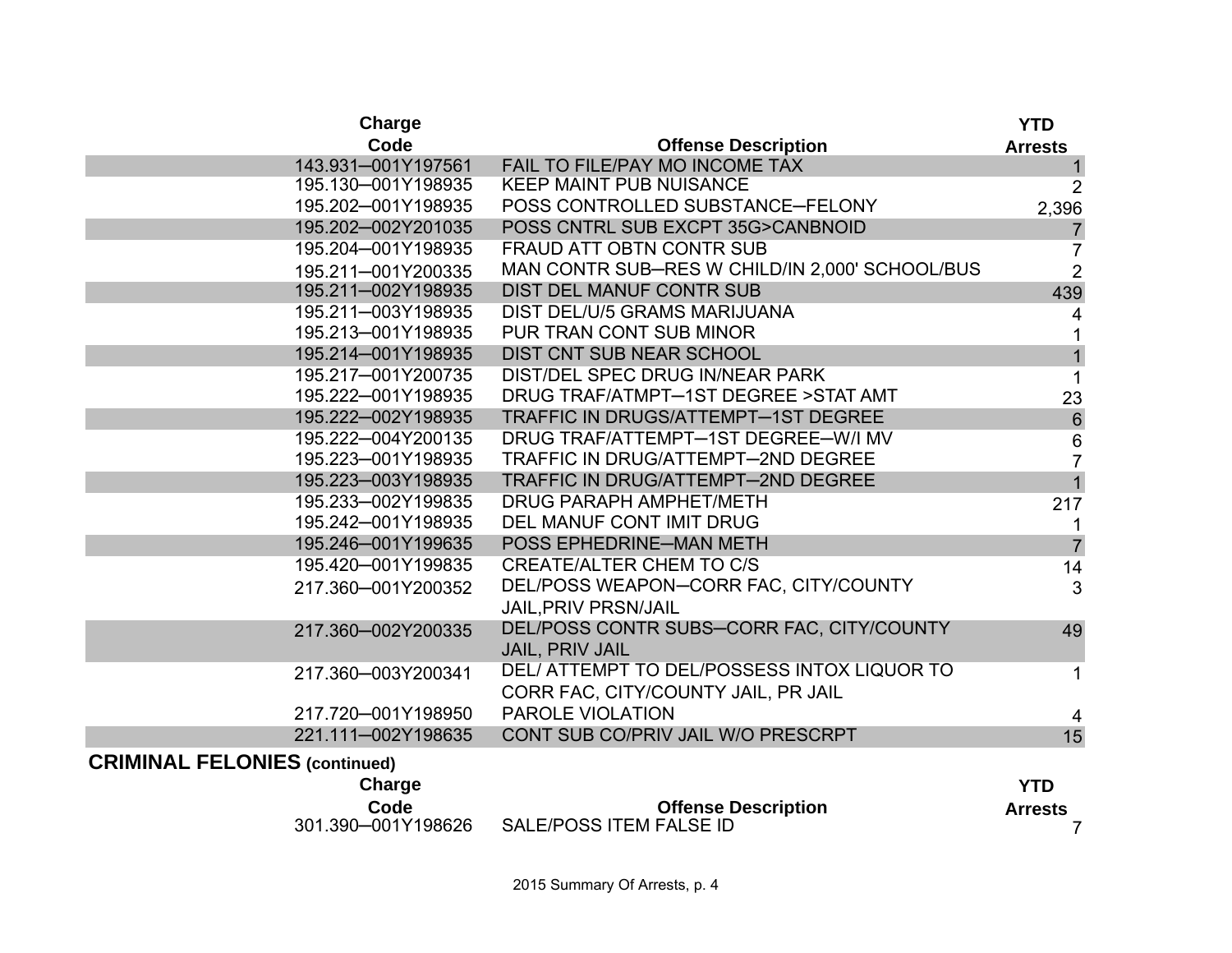| Charge Code | Offense Description | YTD Arrests |
|---|---|---|
| 143.931─001Y197561 | FAIL TO FILE/PAY MO INCOME TAX | 1 |
| 195.130─001Y198935 | KEEP MAINT PUB NUISANCE | 2 |
| 195.202─001Y198935 | POSS CONTROLLED SUBSTANCE─FELONY | 2,396 |
| 195.202─002Y201035 | POSS CNTRL SUB EXCPT 35G>CANBNOID | 7 |
| 195.204─001Y198935 | FRAUD ATT OBTN CONTR SUB | 7 |
| 195.211─001Y200335 | MAN CONTR SUB─RES W CHILD/IN 2,000' SCHOOL/BUS | 2 |
| 195.211─002Y198935 | DIST DEL MANUF CONTR SUB | 439 |
| 195.211─003Y198935 | DIST DEL/U/5 GRAMS MARIJUANA | 4 |
| 195.213─001Y198935 | PUR TRAN CONT SUB MINOR | 1 |
| 195.214─001Y198935 | DIST CNT SUB NEAR SCHOOL | 1 |
| 195.217─001Y200735 | DIST/DEL SPEC DRUG IN/NEAR PARK | 1 |
| 195.222─001Y198935 | DRUG TRAF/ATMPT─1ST DEGREE >STAT AMT | 23 |
| 195.222─002Y198935 | TRAFFIC IN DRUGS/ATTEMPT─1ST DEGREE | 6 |
| 195.222─004Y200135 | DRUG TRAF/ATTEMPT─1ST DEGREE─W/I MV | 6 |
| 195.223─001Y198935 | TRAFFIC IN DRUG/ATTEMPT─2ND DEGREE | 7 |
| 195.223─003Y198935 | TRAFFIC IN DRUG/ATTEMPT─2ND DEGREE | 1 |
| 195.233─002Y199835 | DRUG PARAPH AMPHET/METH | 217 |
| 195.242─001Y198935 | DEL MANUF CONT IMIT DRUG | 1 |
| 195.246─001Y199635 | POSS EPHEDRINE─MAN METH | 7 |
| 195.420─001Y199835 | CREATE/ALTER CHEM TO C/S | 14 |
| 217.360─001Y200352 | DEL/POSS WEAPON─CORR FAC, CITY/COUNTY JAIL,PRIV PRSN/JAIL | 3 |
| 217.360─002Y200335 | DEL/POSS CONTR SUBS─CORR FAC, CITY/COUNTY JAIL, PRIV JAIL | 49 |
| 217.360─003Y200341 | DEL/ ATTEMPT TO DEL/POSSESS INTOX LIQUOR TO CORR FAC, CITY/COUNTY JAIL, PR JAIL | 1 |
| 217.720─001Y198950 | PAROLE VIOLATION | 4 |
| 221.111─002Y198635 | CONT SUB CO/PRIV JAIL W/O PRESCRPT | 15 |

## CRIMINAL FELONIES (continued)

| Charge Code | Offense Description | YTD Arrests |
|---|---|---|
| 301.390─001Y198626 | SALE/POSS ITEM FALSE ID | 7 |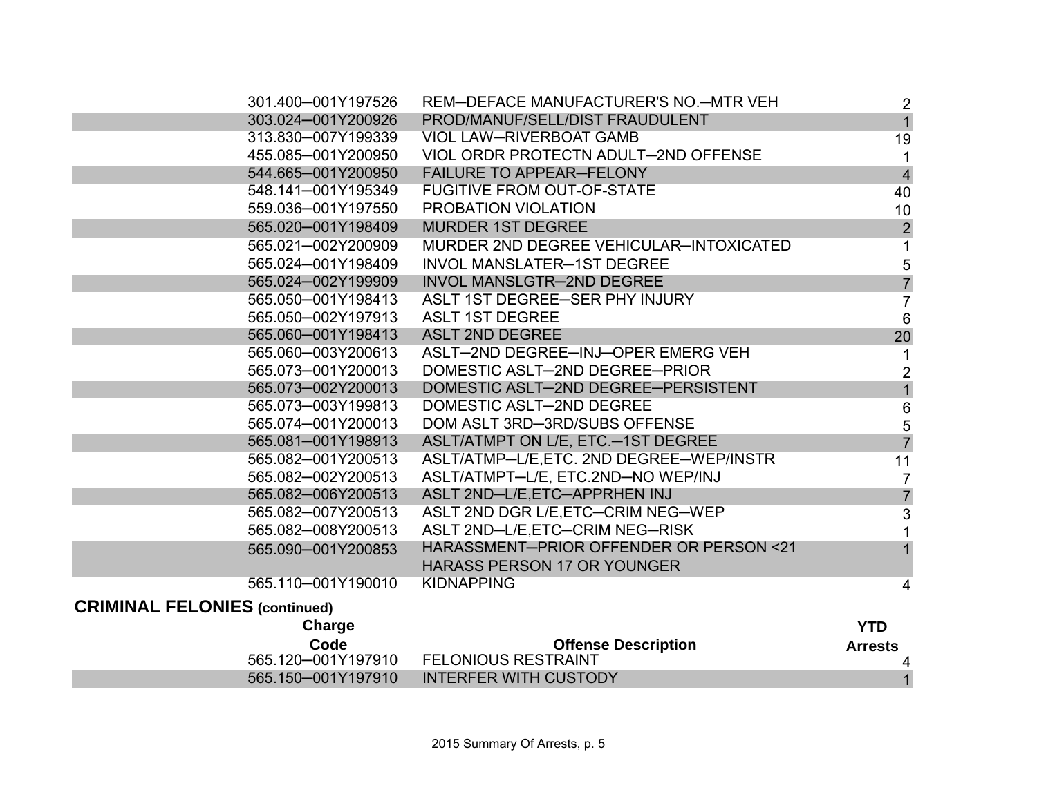| Charge Code | Offense Description | YTD Arrests |
|---|---|---|
| 301.400–001Y197526 | REM–DEFACE MANUFACTURER'S NO.–MTR VEH | 2 |
| 303.024–001Y200926 | PROD/MANUF/SELL/DIST FRAUDULENT | 1 |
| 313.830–007Y199339 | VIOL LAW–RIVERBOAT GAMB | 19 |
| 455.085–001Y200950 | VIOL ORDR PROTECTN ADULT–2ND OFFENSE | 1 |
| 544.665–001Y200950 | FAILURE TO APPEAR–FELONY | 4 |
| 548.141–001Y195349 | FUGITIVE FROM OUT-OF-STATE | 40 |
| 559.036–001Y197550 | PROBATION VIOLATION | 10 |
| 565.020–001Y198409 | MURDER 1ST DEGREE | 2 |
| 565.021–002Y200909 | MURDER 2ND DEGREE VEHICULAR–INTOXICATED | 1 |
| 565.024–001Y198409 | INVOL MANSLATER–1ST DEGREE | 5 |
| 565.024–002Y199909 | INVOL MANSLGTR–2ND DEGREE | 7 |
| 565.050–001Y198413 | ASLT 1ST DEGREE–SER PHY INJURY | 7 |
| 565.050–002Y197913 | ASLT 1ST DEGREE | 6 |
| 565.060–001Y198413 | ASLT 2ND DEGREE | 20 |
| 565.060–003Y200613 | ASLT–2ND DEGREE–INJ–OPER EMERG VEH | 1 |
| 565.073–001Y200013 | DOMESTIC ASLT–2ND DEGREE–PRIOR | 2 |
| 565.073–002Y200013 | DOMESTIC ASLT–2ND DEGREE–PERSISTENT | 1 |
| 565.073–003Y199813 | DOMESTIC ASLT–2ND DEGREE | 6 |
| 565.074–001Y200013 | DOM ASLT 3RD–3RD/SUBS OFFENSE | 5 |
| 565.081–001Y198913 | ASLT/ATMPT ON L/E, ETC.–1ST DEGREE | 7 |
| 565.082–001Y200513 | ASLT/ATMP–L/E,ETC. 2ND DEGREE–WEP/INSTR | 11 |
| 565.082–002Y200513 | ASLT/ATMPT–L/E, ETC.2ND–NO WEP/INJ | 7 |
| 565.082–006Y200513 | ASLT 2ND–L/E,ETC–APPRHEN INJ | 7 |
| 565.082–007Y200513 | ASLT 2ND DGR L/E,ETC–CRIM NEG–WEP | 3 |
| 565.082–008Y200513 | ASLT 2ND–L/E,ETC–CRIM NEG–RISK | 1 |
| 565.090–001Y200853 | HARASSMENT–PRIOR OFFENDER OR PERSON <21 HARASS PERSON 17 OR YOUNGER | 1 |
| 565.110–001Y190010 | KIDNAPPING | 4 |

**CRIMINAL FELONIES (continued)**

| Charge Code | Offense Description | YTD Arrests |
|---|---|---|
| 565.120–001Y197910 | FELONIOUS RESTRAINT | 4 |
| 565.150–001Y197910 | INTERFER WITH CUSTODY | 1 |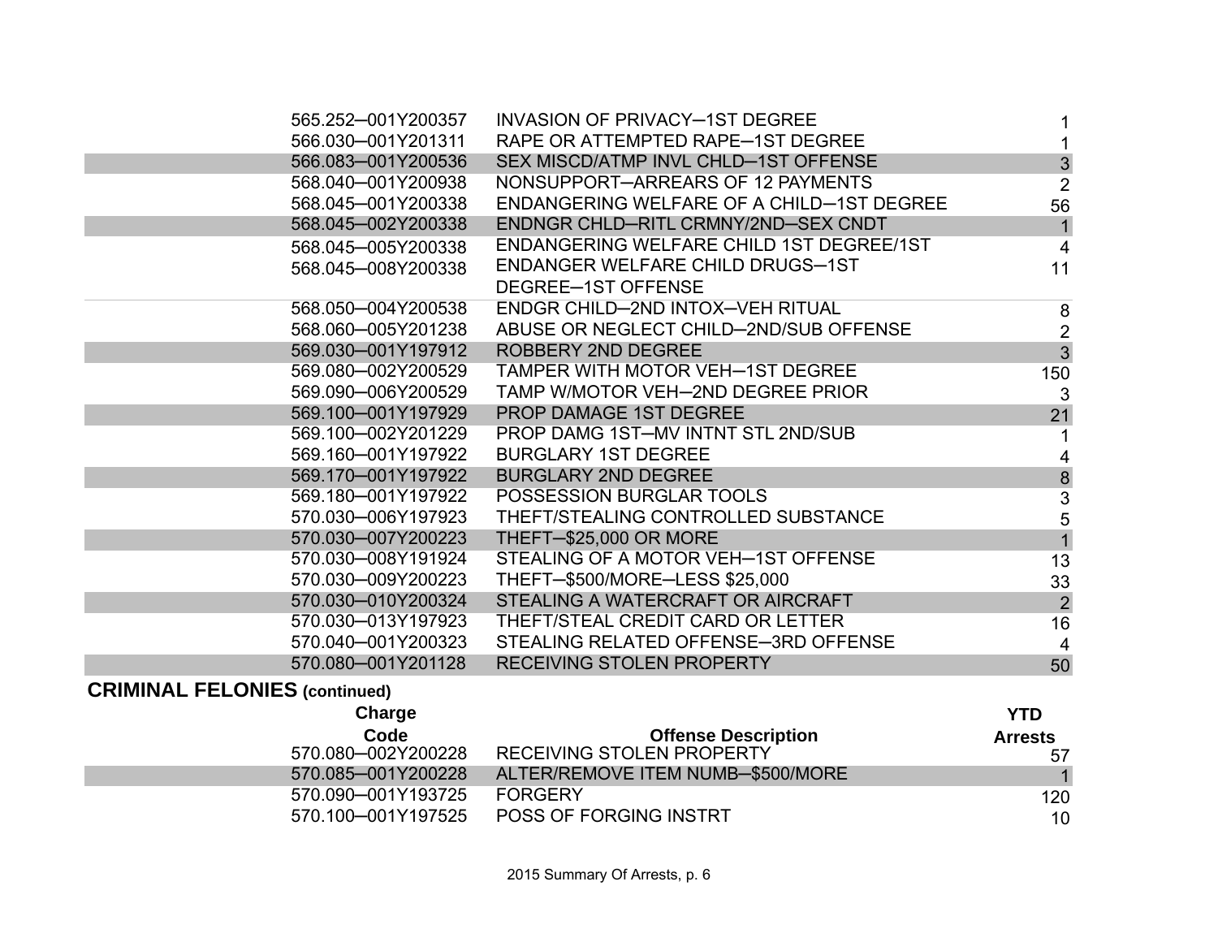| Charge Code | Offense Description | YTD Arrests |
|---|---|---|
| 565.252—001Y200357 | INVASION OF PRIVACY—1ST DEGREE | 1 |
| 566.030—001Y201311 | RAPE OR ATTEMPTED RAPE—1ST DEGREE | 1 |
| 566.083—001Y200536 | SEX MISCD/ATMP INVL CHLD—1ST OFFENSE | 3 |
| 568.040—001Y200938 | NONSUPPORT—ARREARS OF 12 PAYMENTS | 2 |
| 568.045—001Y200338 | ENDANGERING WELFARE OF A CHILD—1ST DEGREE | 56 |
| 568.045—002Y200338 | ENDNGR CHLD—RITL CRMNY/2ND—SEX CNDT | 1 |
| 568.045—005Y200338 | ENDANGERING WELFARE CHILD 1ST DEGREE/1ST | 4 |
| 568.045—008Y200338 | ENDANGER WELFARE CHILD DRUGS—1ST DEGREE—1ST OFFENSE | 11 |
| 568.050—004Y200538 | ENDGR CHILD—2ND INTOX—VEH RITUAL | 8 |
| 568.060—005Y201238 | ABUSE OR NEGLECT CHILD—2ND/SUB OFFENSE | 2 |
| 569.030—001Y197912 | ROBBERY 2ND DEGREE | 3 |
| 569.080—002Y200529 | TAMPER WITH MOTOR VEH—1ST DEGREE | 150 |
| 569.090—006Y200529 | TAMP W/MOTOR VEH—2ND DEGREE PRIOR | 3 |
| 569.100—001Y197929 | PROP DAMAGE 1ST DEGREE | 21 |
| 569.100—002Y201229 | PROP DAMG 1ST—MV INTNT STL 2ND/SUB | 1 |
| 569.160—001Y197922 | BURGLARY 1ST DEGREE | 4 |
| 569.170—001Y197922 | BURGLARY 2ND DEGREE | 8 |
| 569.180—001Y197922 | POSSESSION BURGLAR TOOLS | 3 |
| 570.030—006Y197923 | THEFT/STEALING CONTROLLED SUBSTANCE | 5 |
| 570.030—007Y200223 | THEFT—$25,000 OR MORE | 1 |
| 570.030—008Y191924 | STEALING OF A MOTOR VEH—1ST OFFENSE | 13 |
| 570.030—009Y200223 | THEFT—$500/MORE—LESS $25,000 | 33 |
| 570.030—010Y200324 | STEALING A WATERCRAFT OR AIRCRAFT | 2 |
| 570.030—013Y197923 | THEFT/STEAL CREDIT CARD OR LETTER | 16 |
| 570.040—001Y200323 | STEALING RELATED OFFENSE—3RD OFFENSE | 4 |
| 570.080—001Y201128 | RECEIVING STOLEN PROPERTY | 50 |

## CRIMINAL FELONIES (continued)

| Charge Code | Offense Description | YTD Arrests |
|---|---|---|
| 570.080—002Y200228 | RECEIVING STOLEN PROPERTY | 57 |
| 570.085—001Y200228 | ALTER/REMOVE ITEM NUMB—$500/MORE | 1 |
| 570.090—001Y193725 | FORGERY | 120 |
| 570.100—001Y197525 | POSS OF FORGING INSTRT | 10 |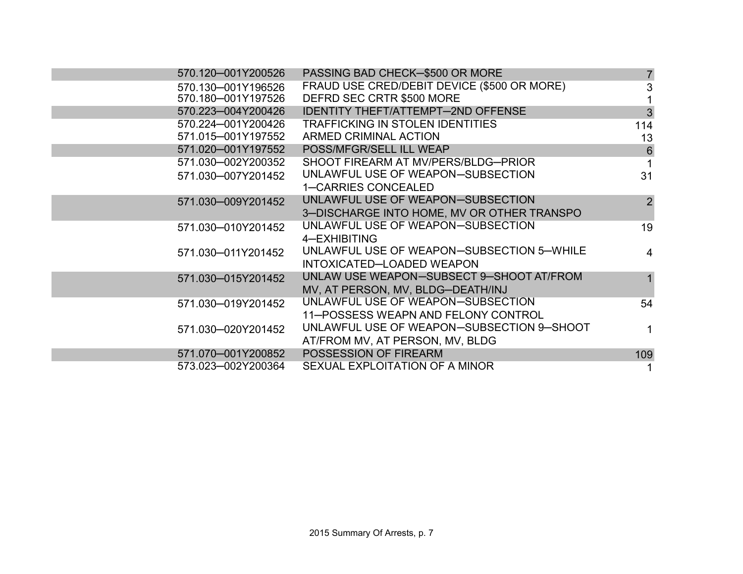| | | |
|---|---|---|
| 570.120–001Y200526 | PASSING BAD CHECK–$500 OR MORE | 7 |
| 570.130–001Y196526 | FRAUD USE CRED/DEBIT DEVICE ($500 OR MORE) | 3 |
| 570.180–001Y197526 | DEFRD SEC CRTR $500 MORE | 1 |
| 570.223–004Y200426 | IDENTITY THEFT/ATTEMPT–2ND OFFENSE | 3 |
| 570.224–001Y200426 | TRAFFICKING IN STOLEN IDENTITIES | 114 |
| 571.015–001Y197552 | ARMED CRIMINAL ACTION | 13 |
| 571.020–001Y197552 | POSS/MFGR/SELL ILL WEAP | 6 |
| 571.030–002Y200352 | SHOOT FIREARM AT MV/PERS/BLDG–PRIOR | 1 |
| 571.030–007Y201452 | UNLAWFUL USE OF WEAPON–SUBSECTION 1–CARRIES CONCEALED | 31 |
| 571.030–009Y201452 | UNLAWFUL USE OF WEAPON–SUBSECTION 3–DISCHARGE INTO HOME, MV OR OTHER TRANSPO | 2 |
| 571.030–010Y201452 | UNLAWFUL USE OF WEAPON–SUBSECTION 4–EXHIBITING | 19 |
| 571.030–011Y201452 | UNLAWFUL USE OF WEAPON–SUBSECTION 5–WHILE INTOXICATED–LOADED WEAPON | 4 |
| 571.030–015Y201452 | UNLAW USE WEAPON–SUBSECT 9–SHOOT AT/FROM MV, AT PERSON, MV, BLDG–DEATH/INJ | 1 |
| 571.030–019Y201452 | UNLAWFUL USE OF WEAPON–SUBSECTION 11–POSSESS WEAPN AND FELONY CONTROL | 54 |
| 571.030–020Y201452 | UNLAWFUL USE OF WEAPON–SUBSECTION 9–SHOOT AT/FROM MV, AT PERSON, MV, BLDG | 1 |
| 571.070–001Y200852 | POSSESSION OF FIREARM | 109 |
| 573.023–002Y200364 | SEXUAL EXPLOITATION OF A MINOR | 1 |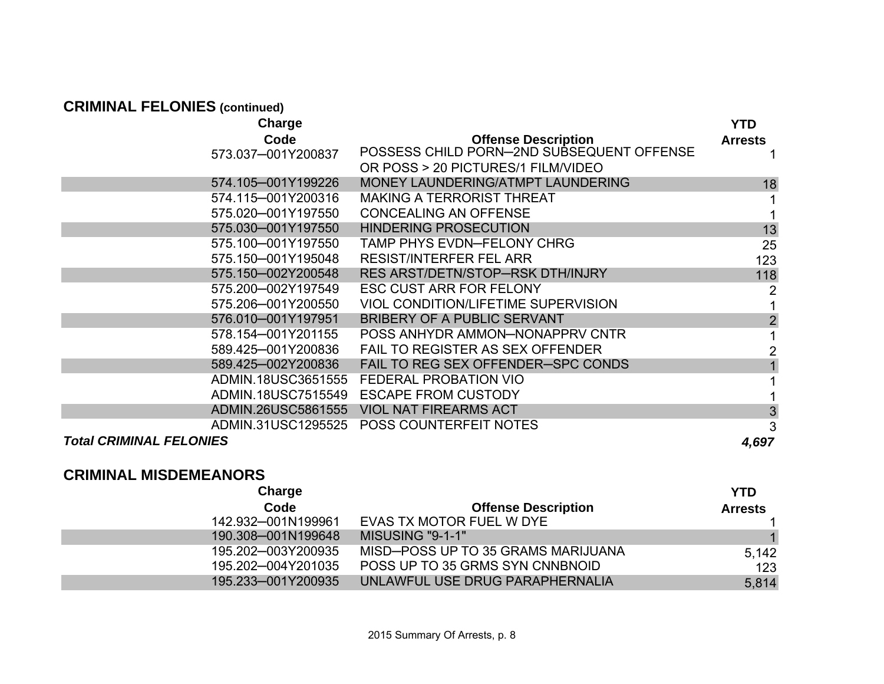## CRIMINAL FELONIES (continued)

| Charge Code | Offense Description | YTD Arrests |
|---|---|---|
| 573.037─001Y200837 | POSSESS CHILD PORN─2ND SUBSEQUENT OFFENSE OR POSS > 20 PICTURES/1 FILM/VIDEO | 1 |
| 574.105─001Y199226 | MONEY LAUNDERING/ATMPT LAUNDERING | 18 |
| 574.115─001Y200316 | MAKING A TERRORIST THREAT | 1 |
| 575.020─001Y197550 | CONCEALING AN OFFENSE | 1 |
| 575.030─001Y197550 | HINDERING PROSECUTION | 13 |
| 575.100─001Y197550 | TAMP PHYS EVDN─FELONY CHRG | 25 |
| 575.150─001Y195048 | RESIST/INTERFER FEL ARR | 123 |
| 575.150─002Y200548 | RES ARST/DETN/STOP─RSK DTH/INJRY | 118 |
| 575.200─002Y197549 | ESC CUST ARR FOR FELONY | 2 |
| 575.206─001Y200550 | VIOL CONDITION/LIFETIME SUPERVISION | 1 |
| 576.010─001Y197951 | BRIBERY OF A PUBLIC SERVANT | 2 |
| 578.154─001Y201155 | POSS ANHYDR AMMON─NONAPPRV CNTR | 1 |
| 589.425─001Y200836 | FAIL TO REGISTER AS SEX OFFENDER | 2 |
| 589.425─002Y200836 | FAIL TO REG SEX OFFENDER─SPC CONDS | 1 |
| ADMIN.18USC3651555 | FEDERAL PROBATION VIO | 1 |
| ADMIN.18USC7515549 | ESCAPE FROM CUSTODY | 1 |
| ADMIN.26USC5861555 | VIOL NAT FIREARMS ACT | 3 |
| ADMIN.31USC1295525 | POSS COUNTERFEIT NOTES | 3 |
| ***Total CRIMINAL FELONIES*** | | ***4,697*** |

## CRIMINAL MISDEMEANORS

| Charge Code | Offense Description | YTD Arrests |
|---|---|---|
| 142.932─001N199961 | EVAS TX MOTOR FUEL W DYE | 1 |
| 190.308─001N199648 | MISUSING "9-1-1" | 1 |
| 195.202─003Y200935 | MISD─POSS UP TO 35 GRAMS MARIJUANA | 5,142 |
| 195.202─004Y201035 | POSS UP TO 35 GRMS SYN CNNBNOID | 123 |
| 195.233─001Y200935 | UNLAWFUL USE DRUG PARAPHERNALIA | 5,814 |

2015 Summary Of Arrests, p. 8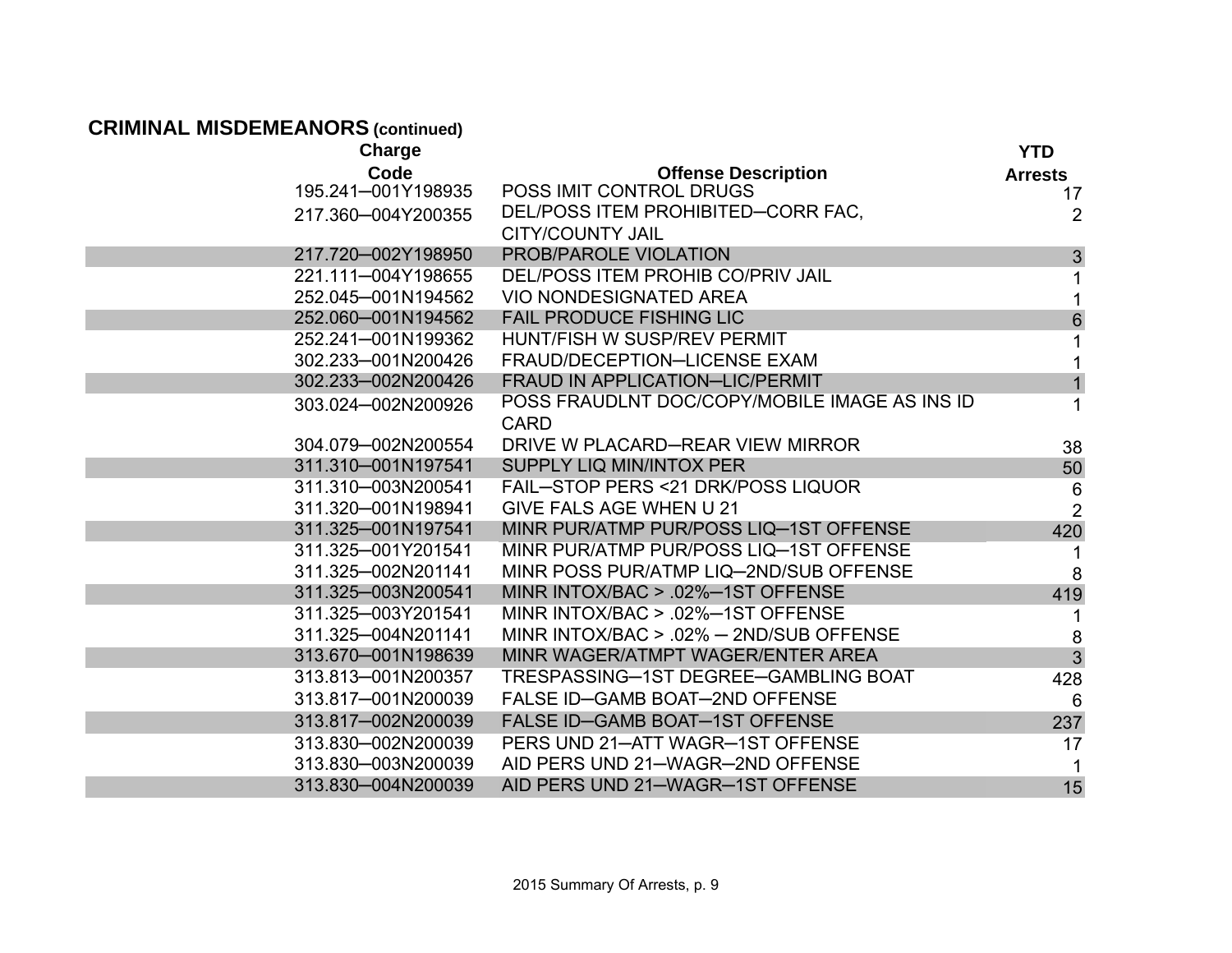## CRIMINAL MISDEMEANORS (continued)

| Charge Code | Offense Description | YTD Arrests |
|---|---|---|
| 195.241─001Y198935 | POSS IMIT CONTROL DRUGS | 17 |
| 217.360─004Y200355 | DEL/POSS ITEM PROHIBITED─CORR FAC, CITY/COUNTY JAIL | 2 |
| 217.720─002Y198950 | PROB/PAROLE VIOLATION | 3 |
| 221.111─004Y198655 | DEL/POSS ITEM PROHIB CO/PRIV JAIL | 1 |
| 252.045─001N194562 | VIO NONDESIGNATED AREA | 1 |
| 252.060─001N194562 | FAIL PRODUCE FISHING LIC | 6 |
| 252.241─001N199362 | HUNT/FISH W SUSP/REV PERMIT | 1 |
| 302.233─001N200426 | FRAUD/DECEPTION─LICENSE EXAM | 1 |
| 302.233─002N200426 | FRAUD IN APPLICATION─LIC/PERMIT | 1 |
| 303.024─002N200926 | POSS FRAUDLNT DOC/COPY/MOBILE IMAGE AS INS ID CARD | 1 |
| 304.079─002N200554 | DRIVE W PLACARD─REAR VIEW MIRROR | 38 |
| 311.310─001N197541 | SUPPLY LIQ MIN/INTOX PER | 50 |
| 311.310─003N200541 | FAIL─STOP PERS <21 DRK/POSS LIQUOR | 6 |
| 311.320─001N198941 | GIVE FALS AGE WHEN U 21 | 2 |
| 311.325─001N197541 | MINR PUR/ATMP PUR/POSS LIQ─1ST OFFENSE | 420 |
| 311.325─001Y201541 | MINR PUR/ATMP PUR/POSS LIQ─1ST OFFENSE | 1 |
| 311.325─002N201141 | MINR POSS PUR/ATMP LIQ─2ND/SUB OFFENSE | 8 |
| 311.325─003N200541 | MINR INTOX/BAC > .02%─1ST OFFENSE | 419 |
| 311.325─003Y201541 | MINR INTOX/BAC > .02%─1ST OFFENSE | 1 |
| 311.325─004N201141 | MINR INTOX/BAC > .02% ─ 2ND/SUB OFFENSE | 8 |
| 313.670─001N198639 | MINR WAGER/ATMPT WAGER/ENTER AREA | 3 |
| 313.813─001N200357 | TRESPASSING─1ST DEGREE─GAMBLING BOAT | 428 |
| 313.817─001N200039 | FALSE ID─GAMB BOAT─2ND OFFENSE | 6 |
| 313.817─002N200039 | FALSE ID─GAMB BOAT─1ST OFFENSE | 237 |
| 313.830─002N200039 | PERS UND 21─ATT WAGR─1ST OFFENSE | 17 |
| 313.830─003N200039 | AID PERS UND 21─WAGR─2ND OFFENSE | 1 |
| 313.830─004N200039 | AID PERS UND 21─WAGR─1ST OFFENSE | 15 |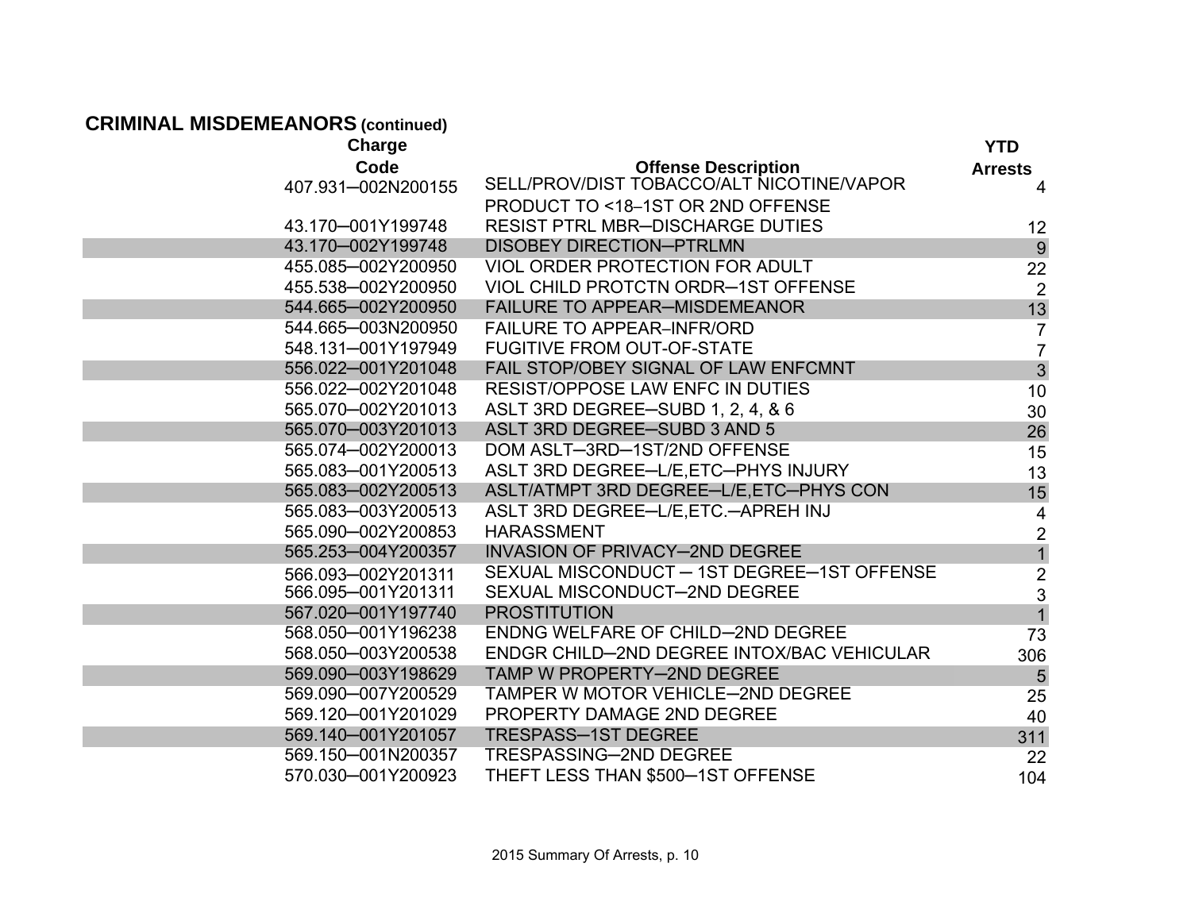## CRIMINAL MISDEMEANORS (continued)

| Charge Code | Offense Description | YTD Arrests |
|---|---|---|
| 407.931─002N200155 | SELL/PROV/DIST TOBACCO/ALT NICOTINE/VAPOR PRODUCT TO <18–1ST OR 2ND OFFENSE | 4 |
| 43.170─001Y199748 | RESIST PTRL MBR─DISCHARGE DUTIES | 12 |
| 43.170─002Y199748 | DISOBEY DIRECTION─PTRLMN | 9 |
| 455.085─002Y200950 | VIOL ORDER PROTECTION FOR ADULT | 22 |
| 455.538─002Y200950 | VIOL CHILD PROTCTN ORDR─1ST OFFENSE | 2 |
| 544.665─002Y200950 | FAILURE TO APPEAR─MISDEMEANOR | 13 |
| 544.665─003N200950 | FAILURE TO APPEAR–INFR/ORD | 7 |
| 548.131─001Y197949 | FUGITIVE FROM OUT-OF-STATE | 7 |
| 556.022─001Y201048 | FAIL STOP/OBEY SIGNAL OF LAW ENFCMNT | 3 |
| 556.022─002Y201048 | RESIST/OPPOSE LAW ENFC IN DUTIES | 10 |
| 565.070─002Y201013 | ASLT 3RD DEGREE─SUBD 1, 2, 4, & 6 | 30 |
| 565.070─003Y201013 | ASLT 3RD DEGREE─SUBD 3 AND 5 | 26 |
| 565.074─002Y200013 | DOM ASLT─3RD─1ST/2ND OFFENSE | 15 |
| 565.083─001Y200513 | ASLT 3RD DEGREE─L/E,ETC─PHYS INJURY | 13 |
| 565.083─002Y200513 | ASLT/ATMPT 3RD DEGREE─L/E,ETC─PHYS CON | 15 |
| 565.083─003Y200513 | ASLT 3RD DEGREE─L/E,ETC.─APREH INJ | 4 |
| 565.090─002Y200853 | HARASSMENT | 2 |
| 565.253─004Y200357 | INVASION OF PRIVACY─2ND DEGREE | 1 |
| 566.093─002Y201311 | SEXUAL MISCONDUCT ─ 1ST DEGREE─1ST OFFENSE | 2 |
| 566.095─001Y201311 | SEXUAL MISCONDUCT─2ND DEGREE | 3 |
| 567.020─001Y197740 | PROSTITUTION | 1 |
| 568.050─001Y196238 | ENDNG WELFARE OF CHILD─2ND DEGREE | 73 |
| 568.050─003Y200538 | ENDGR CHILD─2ND DEGREE INTOX/BAC VEHICULAR | 306 |
| 569.090─003Y198629 | TAMP W PROPERTY─2ND DEGREE | 5 |
| 569.090─007Y200529 | TAMPER W MOTOR VEHICLE─2ND DEGREE | 25 |
| 569.120─001Y201029 | PROPERTY DAMAGE 2ND DEGREE | 40 |
| 569.140─001Y201057 | TRESPASS─1ST DEGREE | 311 |
| 569.150─001N200357 | TRESPASSING─2ND DEGREE | 22 |
| 570.030─001Y200923 | THEFT LESS THAN $500─1ST OFFENSE | 104 |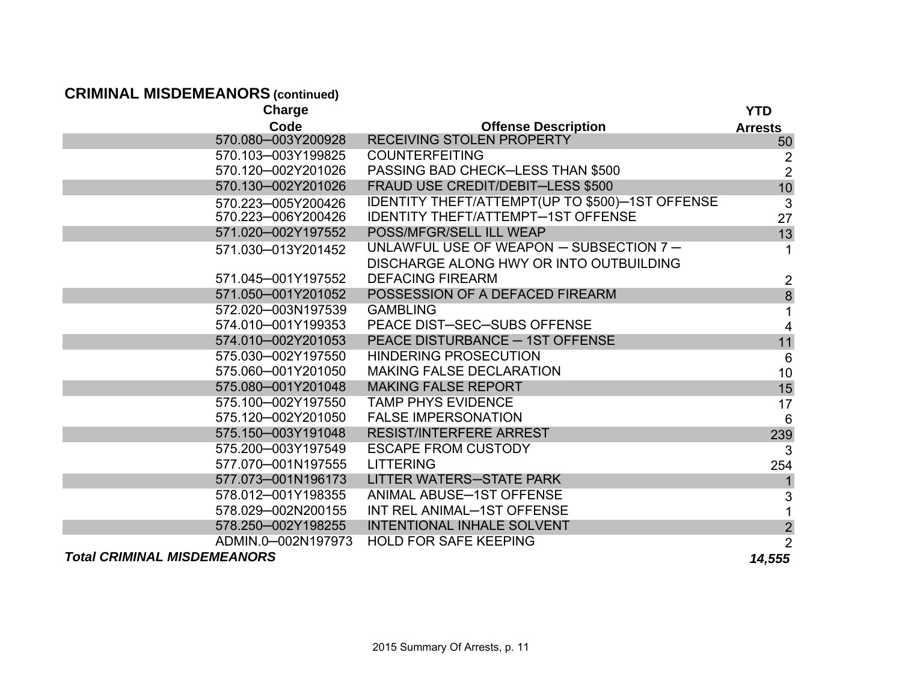## CRIMINAL MISDEMEANORS (continued)

| Charge Code | Offense Description | YTD Arrests |
|---|---|---|
| 570.080–003Y200928 | RECEIVING STOLEN PROPERTY | 50 |
| 570.103–003Y199825 | COUNTERFEITING | 2 |
| 570.120–002Y201026 | PASSING BAD CHECK–LESS THAN $500 | 2 |
| 570.130–002Y201026 | FRAUD USE CREDIT/DEBIT–LESS $500 | 10 |
| 570.223–005Y200426 | IDENTITY THEFT/ATTEMPT(UP TO $500)–1ST OFFENSE | 3 |
| 570.223–006Y200426 | IDENTITY THEFT/ATTEMPT–1ST OFFENSE | 27 |
| 571.020–002Y197552 | POSS/MFGR/SELL ILL WEAP | 13 |
| 571.030–013Y201452 | UNLAWFUL USE OF WEAPON – SUBSECTION 7 – DISCHARGE ALONG HWY OR INTO OUTBUILDING | 1 |
| 571.045–001Y197552 | DEFACING FIREARM | 2 |
| 571.050–001Y201052 | POSSESSION OF A DEFACED FIREARM | 8 |
| 572.020–003N197539 | GAMBLING | 1 |
| 574.010–001Y199353 | PEACE DIST–SEC–SUBS OFFENSE | 4 |
| 574.010–002Y201053 | PEACE DISTURBANCE – 1ST OFFENSE | 11 |
| 575.030–002Y197550 | HINDERING PROSECUTION | 6 |
| 575.060–001Y201050 | MAKING FALSE DECLARATION | 10 |
| 575.080–001Y201048 | MAKING FALSE REPORT | 15 |
| 575.100–002Y197550 | TAMP PHYS EVIDENCE | 17 |
| 575.120–002Y201050 | FALSE IMPERSONATION | 6 |
| 575.150–003Y191048 | RESIST/INTERFERE ARREST | 239 |
| 575.200–003Y197549 | ESCAPE FROM CUSTODY | 3 |
| 577.070–001N197555 | LITTERING | 254 |
| 577.073–001N196173 | LITTER WATERS–STATE PARK | 1 |
| 578.012–001Y198355 | ANIMAL ABUSE–1ST OFFENSE | 3 |
| 578.029–002N200155 | INT REL ANIMAL–1ST OFFENSE | 1 |
| 578.250–002Y198255 | INTENTIONAL INHALE SOLVENT | 2 |
| ADMIN.0–002N197973 | HOLD FOR SAFE KEEPING | 2 |
| ***Total CRIMINAL MISDEMEANORS*** | | ***14,555*** |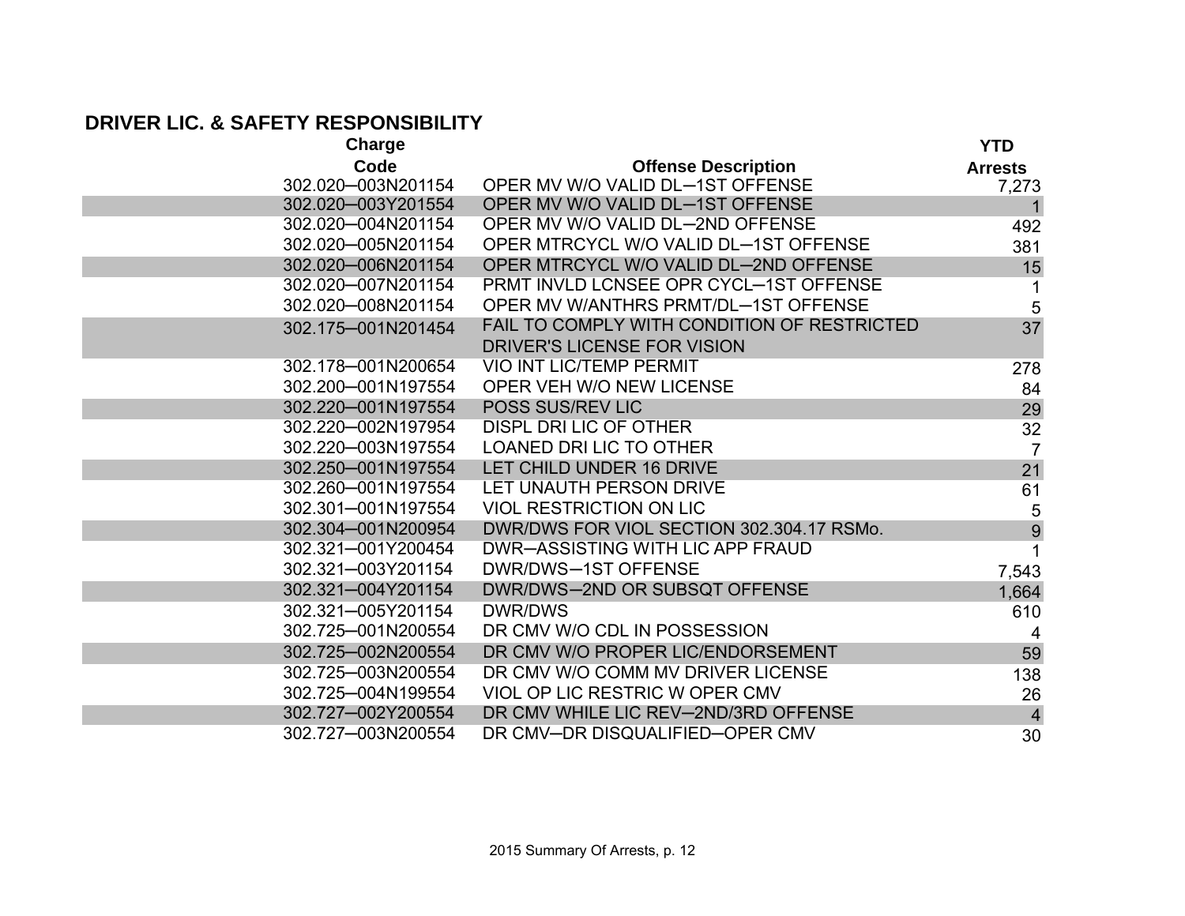## DRIVER LIC. & SAFETY RESPONSIBILITY

| Charge Code | Offense Description | YTD Arrests |
|---|---|---|
| 302.020—003N201154 | OPER MV W/O VALID DL—1ST OFFENSE | 7,273 |
| 302.020—003Y201554 | OPER MV W/O VALID DL—1ST OFFENSE | 1 |
| 302.020—004N201154 | OPER MV W/O VALID DL—2ND OFFENSE | 492 |
| 302.020—005N201154 | OPER MTRCYCL W/O VALID DL—1ST OFFENSE | 381 |
| 302.020—006N201154 | OPER MTRCYCL W/O VALID DL—2ND OFFENSE | 15 |
| 302.020—007N201154 | PRMT INVLD LCNSEE OPR CYCL—1ST OFFENSE | 1 |
| 302.020—008N201154 | OPER MV W/ANTHRS PRMT/DL—1ST OFFENSE | 5 |
| 302.175—001N201454 | FAIL TO COMPLY WITH CONDITION OF RESTRICTED DRIVER'S LICENSE FOR VISION | 37 |
| 302.178—001N200654 | VIO INT LIC/TEMP PERMIT | 278 |
| 302.200—001N197554 | OPER VEH W/O NEW LICENSE | 84 |
| 302.220—001N197554 | POSS SUS/REV LIC | 29 |
| 302.220—002N197954 | DISPL DRI LIC OF OTHER | 32 |
| 302.220—003N197554 | LOANED DRI LIC TO OTHER | 7 |
| 302.250—001N197554 | LET CHILD UNDER 16 DRIVE | 21 |
| 302.260—001N197554 | LET UNAUTH PERSON DRIVE | 61 |
| 302.301—001N197554 | VIOL RESTRICTION ON LIC | 5 |
| 302.304—001N200954 | DWR/DWS FOR VIOL SECTION 302.304.17 RSMo. | 9 |
| 302.321—001Y200454 | DWR—ASSISTING WITH LIC APP FRAUD | 1 |
| 302.321—003Y201154 | DWR/DWS—1ST OFFENSE | 7,543 |
| 302.321—004Y201154 | DWR/DWS—2ND OR SUBSQT OFFENSE | 1,664 |
| 302.321—005Y201154 | DWR/DWS | 610 |
| 302.725—001N200554 | DR CMV W/O CDL IN POSSESSION | 4 |
| 302.725—002N200554 | DR CMV W/O PROPER LIC/ENDORSEMENT | 59 |
| 302.725—003N200554 | DR CMV W/O COMM MV DRIVER LICENSE | 138 |
| 302.725—004N199554 | VIOL OP LIC RESTRIC W OPER CMV | 26 |
| 302.727—002Y200554 | DR CMV WHILE LIC REV—2ND/3RD OFFENSE | 4 |
| 302.727—003N200554 | DR CMV—DR DISQUALIFIED—OPER CMV | 30 |

2015 Summary Of Arrests, p. 12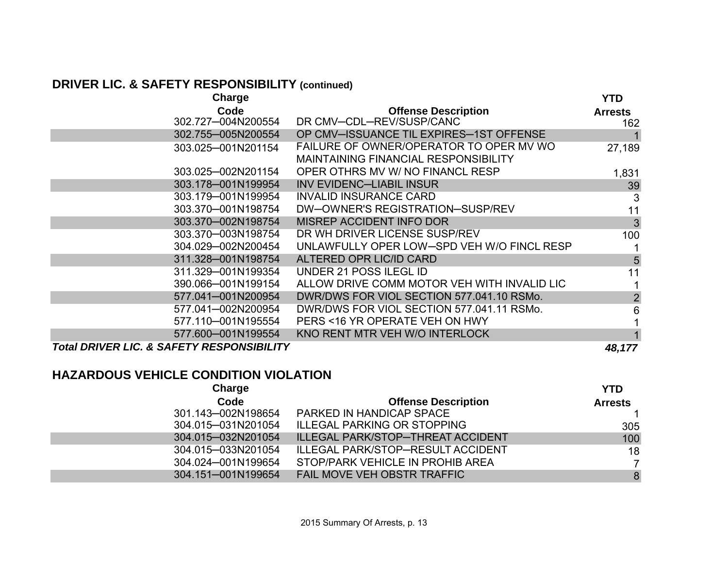## DRIVER LIC. & SAFETY RESPONSIBILITY (continued)

| Charge Code | Offense Description | YTD Arrests |
|---|---|---|
| 302.727—004N200554 | DR CMV—CDL—REV/SUSP/CANC | 162 |
| 302.755—005N200554 | OP CMV—ISSUANCE TIL EXPIRES—1ST OFFENSE | 1 |
| 303.025—001N201154 | FAILURE OF OWNER/OPERATOR TO OPER MV WO MAINTAINING FINANCIAL RESPONSIBILITY | 27,189 |
| 303.025—002N201154 | OPER OTHRS MV W/ NO FINANCL RESP | 1,831 |
| 303.178—001N199954 | INV EVIDENC—LIABIL INSUR | 39 |
| 303.179—001N199954 | INVALID INSURANCE CARD | 3 |
| 303.370—001N198754 | DW—OWNER'S REGISTRATION—SUSP/REV | 11 |
| 303.370—002N198754 | MISREP ACCIDENT INFO DOR | 3 |
| 303.370—003N198754 | DR WH DRIVER LICENSE SUSP/REV | 100 |
| 304.029—002N200454 | UNLAWFULLY OPER LOW—SPD VEH W/O FINCL RESP | 1 |
| 311.328—001N198754 | ALTERED OPR LIC/ID CARD | 5 |
| 311.329—001N199354 | UNDER 21 POSS ILEGL ID | 11 |
| 390.066—001N199154 | ALLOW DRIVE COMM MOTOR VEH WITH INVALID LIC | 1 |
| 577.041—001N200954 | DWR/DWS FOR VIOL SECTION 577.041.10 RSMo. | 2 |
| 577.041—002N200954 | DWR/DWS FOR VIOL SECTION 577.041.11 RSMo. | 6 |
| 577.110—001N195554 | PERS <16 YR OPERATE VEH ON HWY | 1 |
| 577.600—001N199554 | KNO RENT MTR VEH W/O INTERLOCK | 1 |
| ***Total DRIVER LIC. & SAFETY RESPONSIBILITY*** | | ***48,177*** |

## HAZARDOUS VEHICLE CONDITION VIOLATION

| Charge Code | Offense Description | YTD Arrests |
|---|---|---|
| 301.143—002N198654 | PARKED IN HANDICAP SPACE | 1 |
| 304.015—031N201054 | ILLEGAL PARKING OR STOPPING | 305 |
| 304.015—032N201054 | ILLEGAL PARK/STOP—THREAT ACCIDENT | 100 |
| 304.015—033N201054 | ILLEGAL PARK/STOP—RESULT ACCIDENT | 18 |
| 304.024—001N199654 | STOP/PARK VEHICLE IN PROHIB AREA | 7 |
| 304.151—001N199654 | FAIL MOVE VEH OBSTR TRAFFIC | 8 |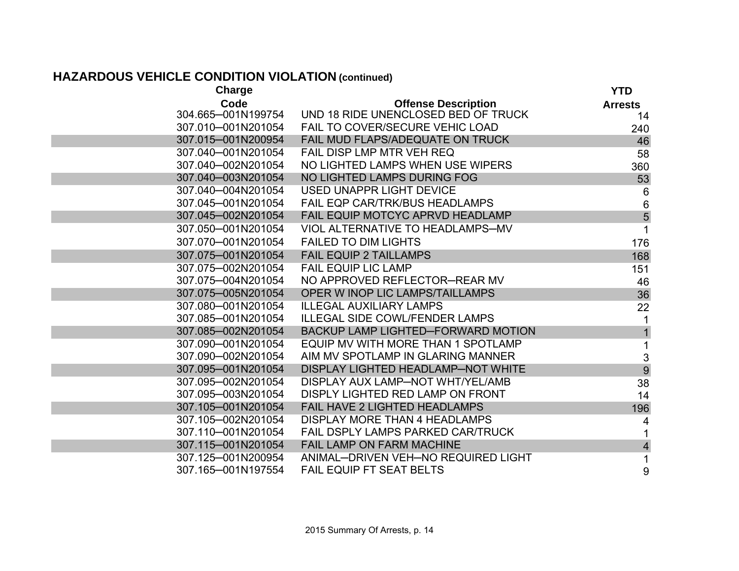## HAZARDOUS VEHICLE CONDITION VIOLATION **(continued)**

| Charge Code | Offense Description | YTD Arrests |
|---|---|---|
| 304.665—001N199754 | UND 18 RIDE UNENCLOSED BED OF TRUCK | 14 |
| 307.010—001N201054 | FAIL TO COVER/SECURE VEHIC LOAD | 240 |
| 307.015—001N200954 | FAIL MUD FLAPS/ADEQUATE ON TRUCK | 46 |
| 307.040—001N201054 | FAIL DISP LMP MTR VEH REQ | 58 |
| 307.040—002N201054 | NO LIGHTED LAMPS WHEN USE WIPERS | 360 |
| 307.040—003N201054 | NO LIGHTED LAMPS DURING FOG | 53 |
| 307.040—004N201054 | USED UNAPPR LIGHT DEVICE | 6 |
| 307.045—001N201054 | FAIL EQP CAR/TRK/BUS HEADLAMPS | 6 |
| 307.045—002N201054 | FAIL EQUIP MOTCYC APRVD HEADLAMP | 5 |
| 307.050—001N201054 | VIOL ALTERNATIVE TO HEADLAMPS—MV | 1 |
| 307.070—001N201054 | FAILED TO DIM LIGHTS | 176 |
| 307.075—001N201054 | FAIL EQUIP 2 TAILLAMPS | 168 |
| 307.075—002N201054 | FAIL EQUIP LIC LAMP | 151 |
| 307.075—004N201054 | NO APPROVED REFLECTOR—REAR MV | 46 |
| 307.075—005N201054 | OPER W INOP LIC LAMPS/TAILLAMPS | 36 |
| 307.080—001N201054 | ILLEGAL AUXILIARY LAMPS | 22 |
| 307.085—001N201054 | ILLEGAL SIDE COWL/FENDER LAMPS | 1 |
| 307.085—002N201054 | BACKUP LAMP LIGHTED—FORWARD MOTION | 1 |
| 307.090—001N201054 | EQUIP MV WITH MORE THAN 1 SPOTLAMP | 1 |
| 307.090—002N201054 | AIM MV SPOTLAMP IN GLARING MANNER | 3 |
| 307.095—001N201054 | DISPLAY LIGHTED HEADLAMP—NOT WHITE | 9 |
| 307.095—002N201054 | DISPLAY AUX LAMP—NOT WHT/YEL/AMB | 38 |
| 307.095—003N201054 | DISPLY LIGHTED RED LAMP ON FRONT | 14 |
| 307.105—001N201054 | FAIL HAVE 2 LIGHTED HEADLAMPS | 196 |
| 307.105—002N201054 | DISPLAY MORE THAN 4 HEADLAMPS | 4 |
| 307.110—001N201054 | FAIL DSPLY LAMPS PARKED CAR/TRUCK | 1 |
| 307.115—001N201054 | FAIL LAMP ON FARM MACHINE | 4 |
| 307.125—001N200954 | ANIMAL—DRIVEN VEH—NO REQUIRED LIGHT | 1 |
| 307.165—001N197554 | FAIL EQUIP FT SEAT BELTS | 9 |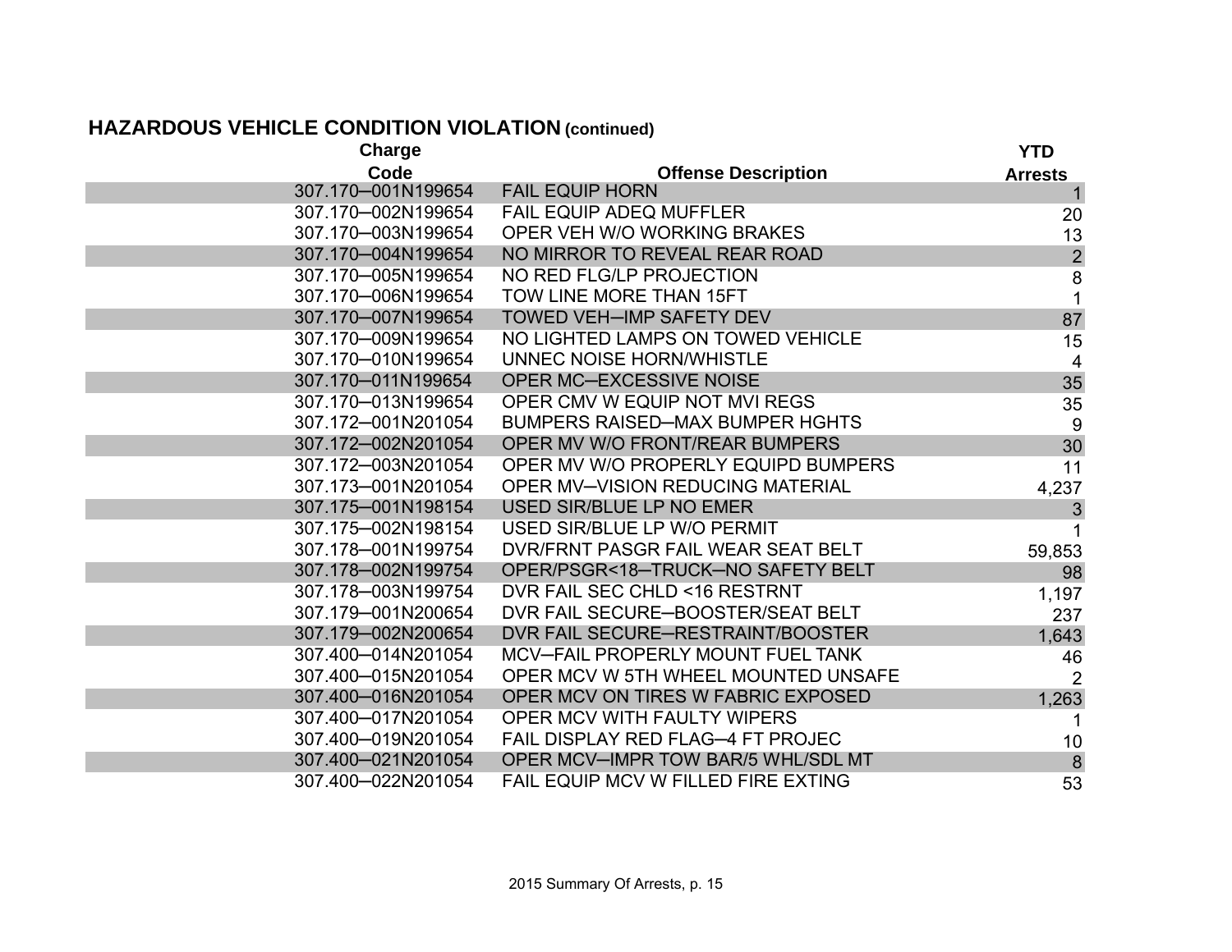## HAZARDOUS VEHICLE CONDITION VIOLATION **(continued)**

| Charge Code | Offense Description | YTD Arrests |
|---|---|---|
| 307.170─001N199654 | FAIL EQUIP HORN | 1 |
| 307.170─002N199654 | FAIL EQUIP ADEQ MUFFLER | 20 |
| 307.170─003N199654 | OPER VEH W/O WORKING BRAKES | 13 |
| 307.170─004N199654 | NO MIRROR TO REVEAL REAR ROAD | 2 |
| 307.170─005N199654 | NO RED FLG/LP PROJECTION | 8 |
| 307.170─006N199654 | TOW LINE MORE THAN 15FT | 1 |
| 307.170─007N199654 | TOWED VEH─IMP SAFETY DEV | 87 |
| 307.170─009N199654 | NO LIGHTED LAMPS ON TOWED VEHICLE | 15 |
| 307.170─010N199654 | UNNEC NOISE HORN/WHISTLE | 4 |
| 307.170─011N199654 | OPER MC─EXCESSIVE NOISE | 35 |
| 307.170─013N199654 | OPER CMV W EQUIP NOT MVI REGS | 35 |
| 307.172─001N201054 | BUMPERS RAISED─MAX BUMPER HGHTS | 9 |
| 307.172─002N201054 | OPER MV W/O FRONT/REAR BUMPERS | 30 |
| 307.172─003N201054 | OPER MV W/O PROPERLY EQUIPD BUMPERS | 11 |
| 307.173─001N201054 | OPER MV─VISION REDUCING MATERIAL | 4,237 |
| 307.175─001N198154 | USED SIR/BLUE LP NO EMER | 3 |
| 307.175─002N198154 | USED SIR/BLUE LP W/O PERMIT | 1 |
| 307.178─001N199754 | DVR/FRNT PASGR FAIL WEAR SEAT BELT | 59,853 |
| 307.178─002N199754 | OPER/PSGR<18─TRUCK─NO SAFETY BELT | 98 |
| 307.178─003N199754 | DVR FAIL SEC CHLD <16 RESTRNT | 1,197 |
| 307.179─001N200654 | DVR FAIL SECURE─BOOSTER/SEAT BELT | 237 |
| 307.179─002N200654 | DVR FAIL SECURE─RESTRAINT/BOOSTER | 1,643 |
| 307.400─014N201054 | MCV─FAIL PROPERLY MOUNT FUEL TANK | 46 |
| 307.400─015N201054 | OPER MCV W 5TH WHEEL MOUNTED UNSAFE | 2 |
| 307.400─016N201054 | OPER MCV ON TIRES W FABRIC EXPOSED | 1,263 |
| 307.400─017N201054 | OPER MCV WITH FAULTY WIPERS | 1 |
| 307.400─019N201054 | FAIL DISPLAY RED FLAG─4 FT PROJEC | 10 |
| 307.400─021N201054 | OPER MCV─IMPR TOW BAR/5 WHL/SDL MT | 8 |
| 307.400─022N201054 | FAIL EQUIP MCV W FILLED FIRE EXTING | 53 |

2015 Summary Of Arrests, p. 15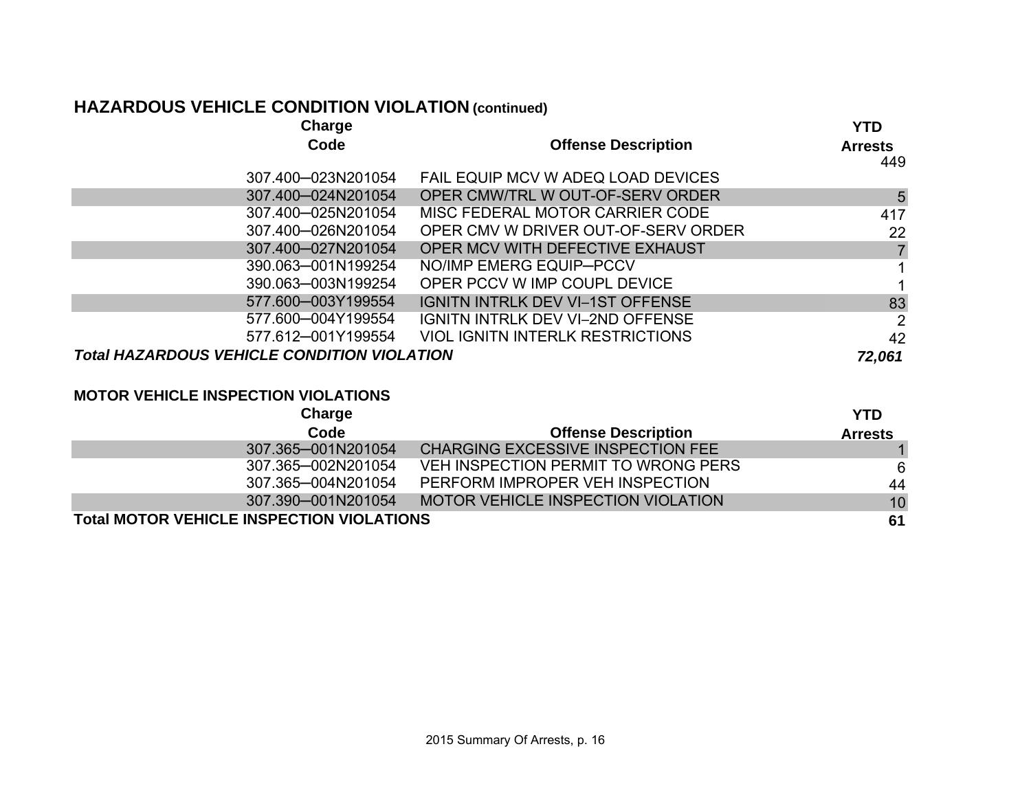## HAZARDOUS VEHICLE CONDITION VIOLATION (continued)

| Charge Code | Offense Description | YTD Arrests |
|---|---|---|
| 307.400–023N201054 | FAIL EQUIP MCV W ADEQ LOAD DEVICES | 449 |
| 307.400–024N201054 | OPER CMW/TRL W OUT-OF-SERV ORDER | 5 |
| 307.400–025N201054 | MISC FEDERAL MOTOR CARRIER CODE | 417 |
| 307.400–026N201054 | OPER CMV W DRIVER OUT-OF-SERV ORDER | 22 |
| 307.400–027N201054 | OPER MCV WITH DEFECTIVE EXHAUST | 7 |
| 390.063–001N199254 | NO/IMP EMERG EQUIP–PCCV | 1 |
| 390.063–003N199254 | OPER PCCV W IMP COUPL DEVICE | 1 |
| 577.600–003Y199554 | IGNITN INTRLK DEV VI–1ST OFFENSE | 83 |
| 577.600–004Y199554 | IGNITN INTRLK DEV VI–2ND OFFENSE | 2 |
| 577.612–001Y199554 | VIOL IGNITN INTERLK RESTRICTIONS | 42 |
| ***Total HAZARDOUS VEHICLE CONDITION VIOLATION*** | | ***72,061*** |

## MOTOR VEHICLE INSPECTION VIOLATIONS

| Charge Code | Offense Description | YTD Arrests |
|---|---|---|
| 307.365–001N201054 | CHARGING EXCESSIVE INSPECTION FEE | 1 |
| 307.365–002N201054 | VEH INSPECTION PERMIT TO WRONG PERS | 6 |
| 307.365–004N201054 | PERFORM IMPROPER VEH INSPECTION | 44 |
| 307.390–001N201054 | MOTOR VEHICLE INSPECTION VIOLATION | 10 |
| **Total MOTOR VEHICLE INSPECTION VIOLATIONS** | | **61** |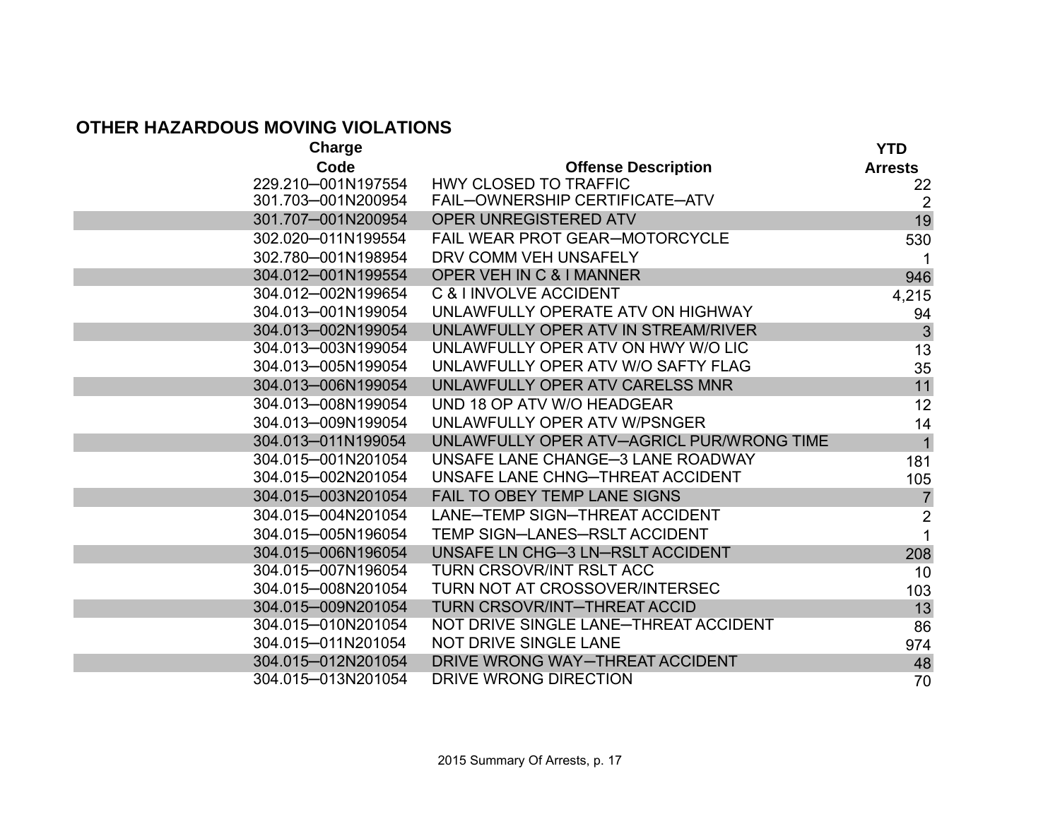## OTHER HAZARDOUS MOVING VIOLATIONS

| Charge Code | Offense Description | YTD Arrests |
|---|---|---|
| 229.210–001N197554 | HWY CLOSED TO TRAFFIC | 22 |
| 301.703–001N200954 | FAIL–OWNERSHIP CERTIFICATE–ATV | 2 |
| 301.707–001N200954 | OPER UNREGISTERED ATV | 19 |
| 302.020–011N199554 | FAIL WEAR PROT GEAR–MOTORCYCLE | 530 |
| 302.780–001N198954 | DRV COMM VEH UNSAFELY | 1 |
| 304.012–001N199554 | OPER VEH IN C & I MANNER | 946 |
| 304.012–002N199654 | C & I INVOLVE ACCIDENT | 4,215 |
| 304.013–001N199054 | UNLAWFULLY OPERATE ATV ON HIGHWAY | 94 |
| 304.013–002N199054 | UNLAWFULLY OPER ATV IN STREAM/RIVER | 3 |
| 304.013–003N199054 | UNLAWFULLY OPER ATV ON HWY W/O LIC | 13 |
| 304.013–005N199054 | UNLAWFULLY OPER ATV W/O SAFTY FLAG | 35 |
| 304.013–006N199054 | UNLAWFULLY OPER ATV CARELSS MNR | 11 |
| 304.013–008N199054 | UND 18 OP ATV W/O HEADGEAR | 12 |
| 304.013–009N199054 | UNLAWFULLY OPER ATV W/PSNGER | 14 |
| 304.013–011N199054 | UNLAWFULLY OPER ATV–AGRICL PUR/WRONG TIME | 1 |
| 304.015–001N201054 | UNSAFE LANE CHANGE–3 LANE ROADWAY | 181 |
| 304.015–002N201054 | UNSAFE LANE CHNG–THREAT ACCIDENT | 105 |
| 304.015–003N201054 | FAIL TO OBEY TEMP LANE SIGNS | 7 |
| 304.015–004N201054 | LANE–TEMP SIGN–THREAT ACCIDENT | 2 |
| 304.015–005N196054 | TEMP SIGN–LANES–RSLT ACCIDENT | 1 |
| 304.015–006N196054 | UNSAFE LN CHG–3 LN–RSLT ACCIDENT | 208 |
| 304.015–007N196054 | TURN CRSOVR/INT RSLT ACC | 10 |
| 304.015–008N201054 | TURN NOT AT CROSSOVER/INTERSEC | 103 |
| 304.015–009N201054 | TURN CRSOVR/INT–THREAT ACCID | 13 |
| 304.015–010N201054 | NOT DRIVE SINGLE LANE–THREAT ACCIDENT | 86 |
| 304.015–011N201054 | NOT DRIVE SINGLE LANE | 974 |
| 304.015–012N201054 | DRIVE WRONG WAY–THREAT ACCIDENT | 48 |
| 304.015–013N201054 | DRIVE WRONG DIRECTION | 70 |

2015 Summary Of Arrests, p. 17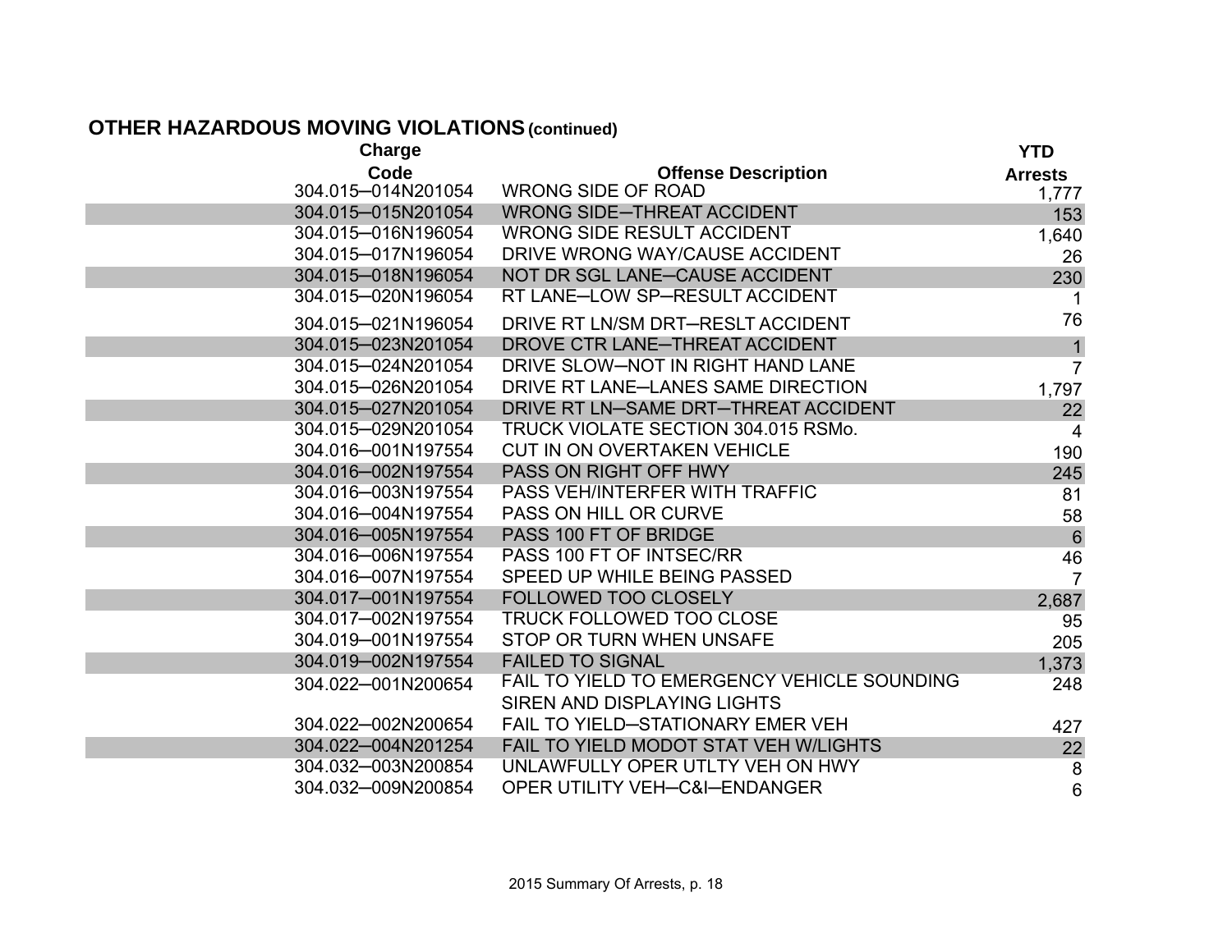## OTHER HAZARDOUS MOVING VIOLATIONS (continued)

| Charge Code | Offense Description | YTD Arrests |
|---|---|---|
| 304.015—014N201054 | WRONG SIDE OF ROAD | 1,777 |
| 304.015—015N201054 | WRONG SIDE—THREAT ACCIDENT | 153 |
| 304.015—016N196054 | WRONG SIDE RESULT ACCIDENT | 1,640 |
| 304.015—017N196054 | DRIVE WRONG WAY/CAUSE ACCIDENT | 26 |
| 304.015—018N196054 | NOT DR SGL LANE—CAUSE ACCIDENT | 230 |
| 304.015—020N196054 | RT LANE—LOW SP—RESULT ACCIDENT | 1 |
| 304.015—021N196054 | DRIVE RT LN/SM DRT—RESLT ACCIDENT | 76 |
| 304.015—023N201054 | DROVE CTR LANE—THREAT ACCIDENT | 1 |
| 304.015—024N201054 | DRIVE SLOW—NOT IN RIGHT HAND LANE | 7 |
| 304.015—026N201054 | DRIVE RT LANE—LANES SAME DIRECTION | 1,797 |
| 304.015—027N201054 | DRIVE RT LN—SAME DRT—THREAT ACCIDENT | 22 |
| 304.015—029N201054 | TRUCK VIOLATE SECTION 304.015 RSMo. | 4 |
| 304.016—001N197554 | CUT IN ON OVERTAKEN VEHICLE | 190 |
| 304.016—002N197554 | PASS ON RIGHT OFF HWY | 245 |
| 304.016—003N197554 | PASS VEH/INTERFER WITH TRAFFIC | 81 |
| 304.016—004N197554 | PASS ON HILL OR CURVE | 58 |
| 304.016—005N197554 | PASS 100 FT OF BRIDGE | 6 |
| 304.016—006N197554 | PASS 100 FT OF INTSEC/RR | 46 |
| 304.016—007N197554 | SPEED UP WHILE BEING PASSED | 7 |
| 304.017—001N197554 | FOLLOWED TOO CLOSELY | 2,687 |
| 304.017—002N197554 | TRUCK FOLLOWED TOO CLOSE | 95 |
| 304.019—001N197554 | STOP OR TURN WHEN UNSAFE | 205 |
| 304.019—002N197554 | FAILED TO SIGNAL | 1,373 |
| 304.022—001N200654 | FAIL TO YIELD TO EMERGENCY VEHICLE SOUNDING SIREN AND DISPLAYING LIGHTS | 248 |
| 304.022—002N200654 | FAIL TO YIELD—STATIONARY EMER VEH | 427 |
| 304.022—004N201254 | FAIL TO YIELD MODOT STAT VEH W/LIGHTS | 22 |
| 304.032—003N200854 | UNLAWFULLY OPER UTLTY VEH ON HWY | 8 |
| 304.032—009N200854 | OPER UTILITY VEH—C&I—ENDANGER | 6 |

2015 Summary Of Arrests, p. 18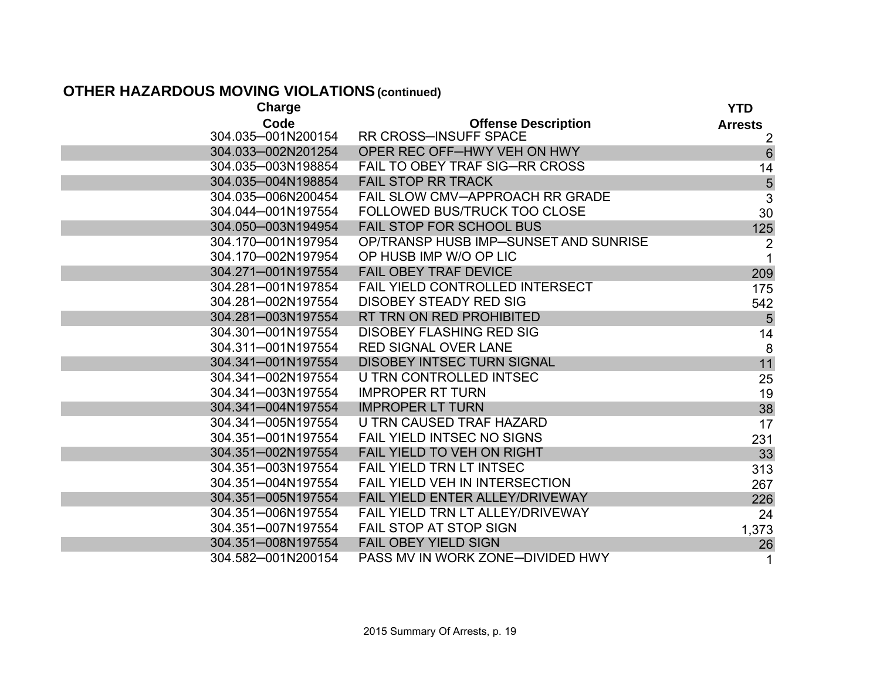## OTHER HAZARDOUS MOVING VIOLATIONS (continued)

| Charge Code | Offense Description | YTD Arrests |
|---|---|---|
| 304.035—001N200154 | RR CROSS—INSUFF SPACE | 2 |
| 304.033—002N201254 | OPER REC OFF—HWY VEH ON HWY | 6 |
| 304.035—003N198854 | FAIL TO OBEY TRAF SIG—RR CROSS | 14 |
| 304.035—004N198854 | FAIL STOP RR TRACK | 5 |
| 304.035—006N200454 | FAIL SLOW CMV—APPROACH RR GRADE | 3 |
| 304.044—001N197554 | FOLLOWED BUS/TRUCK TOO CLOSE | 30 |
| 304.050—003N194954 | FAIL STOP FOR SCHOOL BUS | 125 |
| 304.170—001N197954 | OP/TRANSP HUSB IMP—SUNSET AND SUNRISE | 2 |
| 304.170—002N197954 | OP HUSB IMP W/O OP LIC | 1 |
| 304.271—001N197554 | FAIL OBEY TRAF DEVICE | 209 |
| 304.281—001N197854 | FAIL YIELD CONTROLLED INTERSECT | 175 |
| 304.281—002N197554 | DISOBEY STEADY RED SIG | 542 |
| 304.281—003N197554 | RT TRN ON RED PROHIBITED | 5 |
| 304.301—001N197554 | DISOBEY FLASHING RED SIG | 14 |
| 304.311—001N197554 | RED SIGNAL OVER LANE | 8 |
| 304.341—001N197554 | DISOBEY INTSEC TURN SIGNAL | 11 |
| 304.341—002N197554 | U TRN CONTROLLED INTSEC | 25 |
| 304.341—003N197554 | IMPROPER RT TURN | 19 |
| 304.341—004N197554 | IMPROPER LT TURN | 38 |
| 304.341—005N197554 | U TRN CAUSED TRAF HAZARD | 17 |
| 304.351—001N197554 | FAIL YIELD INTSEC NO SIGNS | 231 |
| 304.351—002N197554 | FAIL YIELD TO VEH ON RIGHT | 33 |
| 304.351—003N197554 | FAIL YIELD TRN LT INTSEC | 313 |
| 304.351—004N197554 | FAIL YIELD VEH IN INTERSECTION | 267 |
| 304.351—005N197554 | FAIL YIELD ENTER ALLEY/DRIVEWAY | 226 |
| 304.351—006N197554 | FAIL YIELD TRN LT ALLEY/DRIVEWAY | 24 |
| 304.351—007N197554 | FAIL STOP AT STOP SIGN | 1,373 |
| 304.351—008N197554 | FAIL OBEY YIELD SIGN | 26 |
| 304.582—001N200154 | PASS MV IN WORK ZONE—DIVIDED HWY | 1 |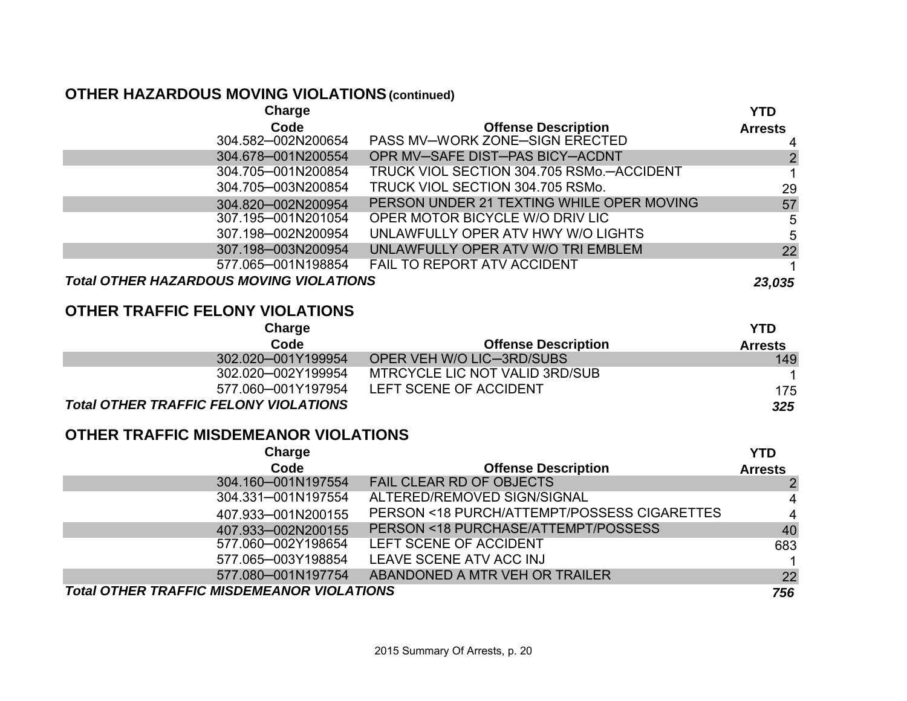## OTHER HAZARDOUS MOVING VIOLATIONS (continued)

| Charge Code | Offense Description | YTD Arrests |
|---|---|---|
| 304.582—002N200654 | PASS MV—WORK ZONE—SIGN ERECTED | 4 |
| 304.678—001N200554 | OPR MV—SAFE DIST—PAS BICY—ACDNT | 2 |
| 304.705—001N200854 | TRUCK VIOL SECTION 304.705 RSMo.—ACCIDENT | 1 |
| 304.705—003N200854 | TRUCK VIOL SECTION 304.705 RSMo. | 29 |
| 304.820—002N200954 | PERSON UNDER 21 TEXTING WHILE OPER MOVING | 57 |
| 307.195—001N201054 | OPER MOTOR BICYCLE W/O DRIV LIC | 5 |
| 307.198—002N200954 | UNLAWFULLY OPER ATV HWY W/O LIGHTS | 5 |
| 307.198—003N200954 | UNLAWFULLY OPER ATV W/O TRI EMBLEM | 22 |
| 577.065—001N198854 | FAIL TO REPORT ATV ACCIDENT | 1 |
| ***Total OTHER HAZARDOUS MOVING VIOLATIONS*** | | ***23,035*** |

## OTHER TRAFFIC FELONY VIOLATIONS

| Charge Code | Offense Description | YTD Arrests |
|---|---|---|
| 302.020—001Y199954 | OPER VEH W/O LIC—3RD/SUBS | 149 |
| 302.020—002Y199954 | MTRCYCLE LIC NOT VALID 3RD/SUB | 1 |
| 577.060—001Y197954 | LEFT SCENE OF ACCIDENT | 175 |
| ***Total OTHER TRAFFIC FELONY VIOLATIONS*** | | ***325*** |

## OTHER TRAFFIC MISDEMEANOR VIOLATIONS

| Charge Code | Offense Description | YTD Arrests |
|---|---|---|
| 304.160—001N197554 | FAIL CLEAR RD OF OBJECTS | 2 |
| 304.331—001N197554 | ALTERED/REMOVED SIGN/SIGNAL | 4 |
| 407.933—001N200155 | PERSON <18 PURCH/ATTEMPT/POSSESS CIGARETTES | 4 |
| 407.933—002N200155 | PERSON <18 PURCHASE/ATTEMPT/POSSESS | 40 |
| 577.060—002Y198654 | LEFT SCENE OF ACCIDENT | 683 |
| 577.065—003Y198854 | LEAVE SCENE ATV ACC INJ | 1 |
| 577.080—001N197754 | ABANDONED A MTR VEH OR TRAILER | 22 |
| ***Total OTHER TRAFFIC MISDEMEANOR VIOLATIONS*** | | ***756*** |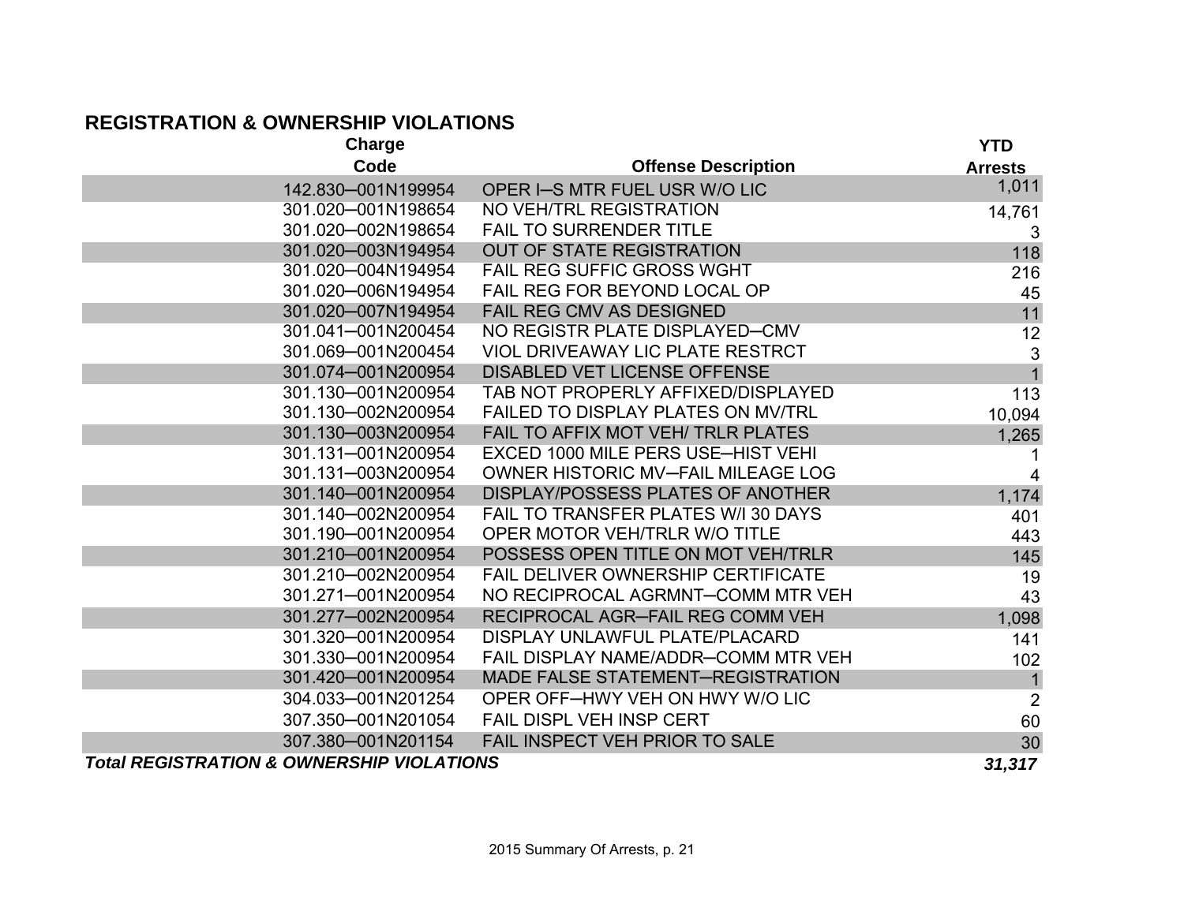## REGISTRATION & OWNERSHIP VIOLATIONS

| Charge Code | Offense Description | YTD Arrests |
|---|---|---|
| 142.830—001N199954 | OPER I—S MTR FUEL USR W/O LIC | 1,011 |
| 301.020—001N198654 | NO VEH/TRL REGISTRATION | 14,761 |
| 301.020—002N198654 | FAIL TO SURRENDER TITLE | 3 |
| 301.020—003N194954 | OUT OF STATE REGISTRATION | 118 |
| 301.020—004N194954 | FAIL REG SUFFIC GROSS WGHT | 216 |
| 301.020—006N194954 | FAIL REG FOR BEYOND LOCAL OP | 45 |
| 301.020—007N194954 | FAIL REG CMV AS DESIGNED | 11 |
| 301.041—001N200454 | NO REGISTR PLATE DISPLAYED—CMV | 12 |
| 301.069—001N200454 | VIOL DRIVEAWAY LIC PLATE RESTRCT | 3 |
| 301.074—001N200954 | DISABLED VET LICENSE OFFENSE | 1 |
| 301.130—001N200954 | TAB NOT PROPERLY AFFIXED/DISPLAYED | 113 |
| 301.130—002N200954 | FAILED TO DISPLAY PLATES ON MV/TRL | 10,094 |
| 301.130—003N200954 | FAIL TO AFFIX MOT VEH/ TRLR PLATES | 1,265 |
| 301.131—001N200954 | EXCED 1000 MILE PERS USE—HIST VEHI | 1 |
| 301.131—003N200954 | OWNER HISTORIC MV—FAIL MILEAGE LOG | 4 |
| 301.140—001N200954 | DISPLAY/POSSESS PLATES OF ANOTHER | 1,174 |
| 301.140—002N200954 | FAIL TO TRANSFER PLATES W/I 30 DAYS | 401 |
| 301.190—001N200954 | OPER MOTOR VEH/TRLR W/O TITLE | 443 |
| 301.210—001N200954 | POSSESS OPEN TITLE ON MOT VEH/TRLR | 145 |
| 301.210—002N200954 | FAIL DELIVER OWNERSHIP CERTIFICATE | 19 |
| 301.271—001N200954 | NO RECIPROCAL AGRMNT—COMM MTR VEH | 43 |
| 301.277—002N200954 | RECIPROCAL AGR—FAIL REG COMM VEH | 1,098 |
| 301.320—001N200954 | DISPLAY UNLAWFUL PLATE/PLACARD | 141 |
| 301.330—001N200954 | FAIL DISPLAY NAME/ADDR—COMM MTR VEH | 102 |
| 301.420—001N200954 | MADE FALSE STATEMENT—REGISTRATION | 1 |
| 304.033—001N201254 | OPER OFF—HWY VEH ON HWY W/O LIC | 2 |
| 307.350—001N201054 | FAIL DISPL VEH INSP CERT | 60 |
| 307.380—001N201154 | FAIL INSPECT VEH PRIOR TO SALE | 30 |
| ***Total REGISTRATION & OWNERSHIP VIOLATIONS*** | | ***31,317*** |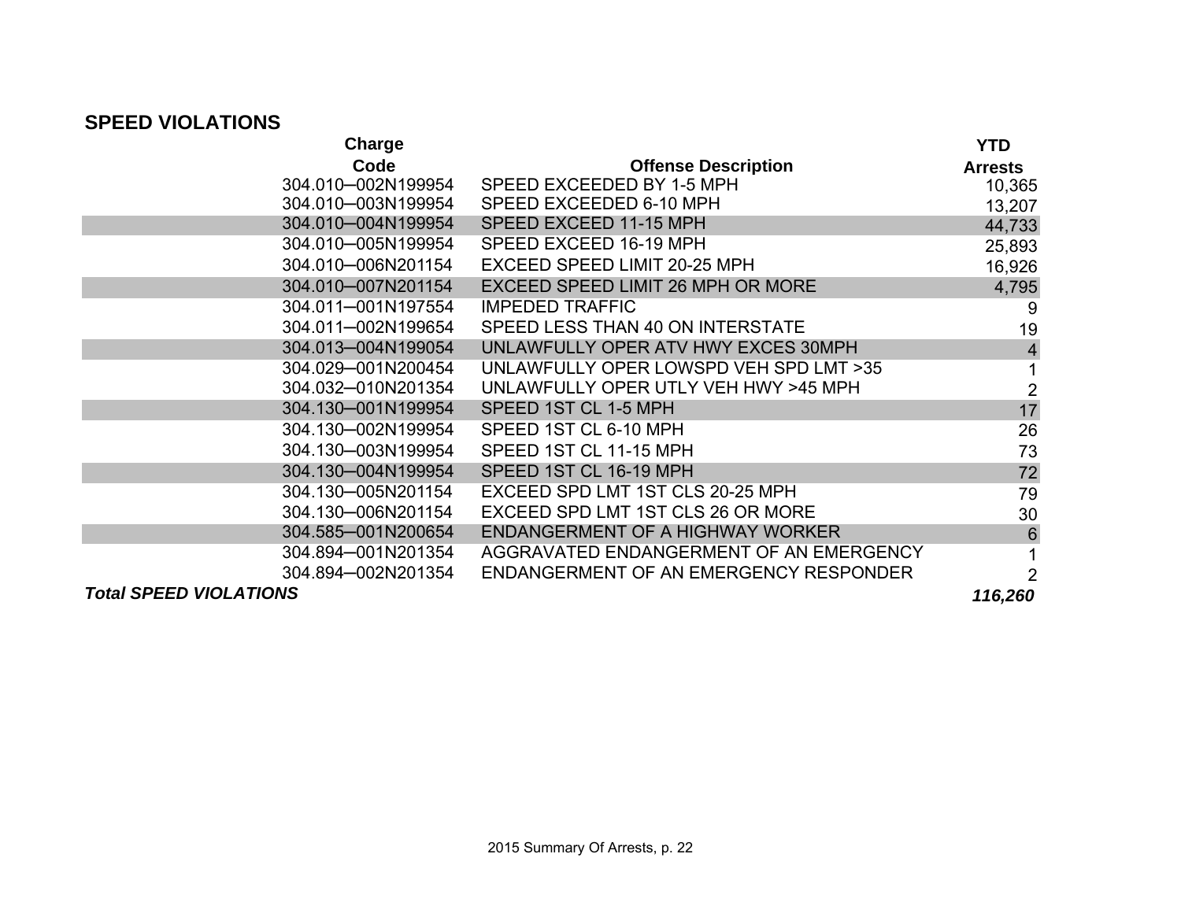## SPEED VIOLATIONS

| Charge Code | Offense Description | YTD Arrests |
|---|---|---|
| 304.010–002N199954 | SPEED EXCEEDED BY 1-5 MPH | 10,365 |
| 304.010–003N199954 | SPEED EXCEEDED 6-10 MPH | 13,207 |
| 304.010–004N199954 | SPEED EXCEED 11-15 MPH | 44,733 |
| 304.010–005N199954 | SPEED EXCEED 16-19 MPH | 25,893 |
| 304.010–006N201154 | EXCEED SPEED LIMIT 20-25 MPH | 16,926 |
| 304.010–007N201154 | EXCEED SPEED LIMIT 26 MPH OR MORE | 4,795 |
| 304.011–001N197554 | IMPEDED TRAFFIC | 9 |
| 304.011–002N199654 | SPEED LESS THAN 40 ON INTERSTATE | 19 |
| 304.013–004N199054 | UNLAWFULLY OPER ATV HWY EXCES 30MPH | 4 |
| 304.029–001N200454 | UNLAWFULLY OPER LOWSPD VEH SPD LMT >35 | 1 |
| 304.032–010N201354 | UNLAWFULLY OPER UTLY VEH HWY >45 MPH | 2 |
| 304.130–001N199954 | SPEED 1ST CL 1-5 MPH | 17 |
| 304.130–002N199954 | SPEED 1ST CL 6-10 MPH | 26 |
| 304.130–003N199954 | SPEED 1ST CL 11-15 MPH | 73 |
| 304.130–004N199954 | SPEED 1ST CL 16-19 MPH | 72 |
| 304.130–005N201154 | EXCEED SPD LMT 1ST CLS 20-25 MPH | 79 |
| 304.130–006N201154 | EXCEED SPD LMT 1ST CLS 26 OR MORE | 30 |
| 304.585–001N200654 | ENDANGERMENT OF A HIGHWAY WORKER | 6 |
| 304.894–001N201354 | AGGRAVATED ENDANGERMENT OF AN EMERGENCY | 1 |
| 304.894–002N201354 | ENDANGERMENT OF AN EMERGENCY RESPONDER | 2 |
| ***Total SPEED VIOLATIONS*** | | ***116,260*** |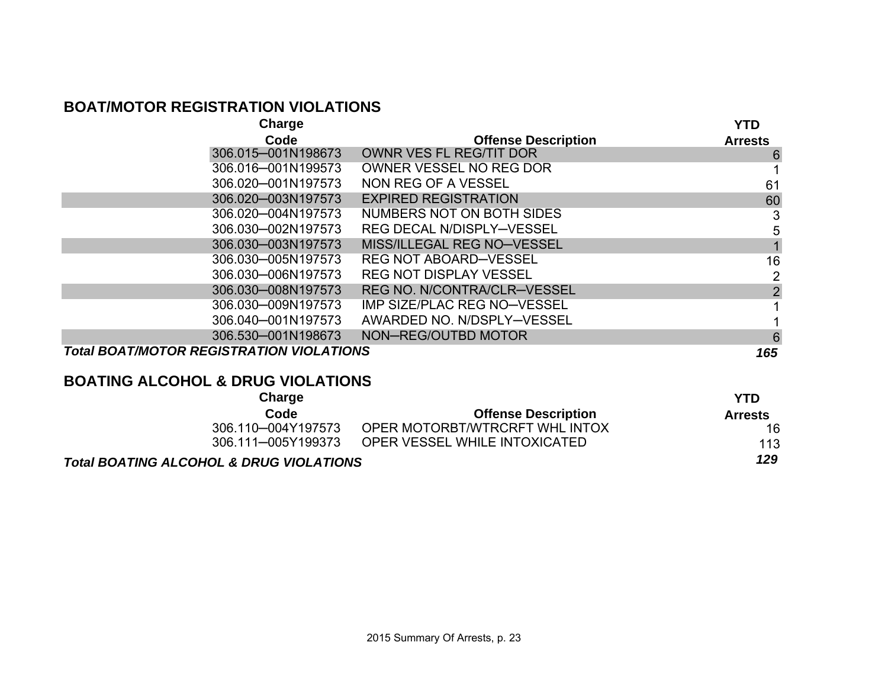## BOAT/MOTOR REGISTRATION VIOLATIONS

| Charge Code | Offense Description | YTD Arrests |
|---|---|---|
| 306.015–001N198673 | OWNR VES FL REG/TIT DOR | 6 |
| 306.016–001N199573 | OWNER VESSEL NO REG DOR | 1 |
| 306.020–001N197573 | NON REG OF A VESSEL | 61 |
| 306.020–003N197573 | EXPIRED REGISTRATION | 60 |
| 306.020–004N197573 | NUMBERS NOT ON BOTH SIDES | 3 |
| 306.030–002N197573 | REG DECAL N/DISPLY–VESSEL | 5 |
| 306.030–003N197573 | MISS/ILLEGAL REG NO–VESSEL | 1 |
| 306.030–005N197573 | REG NOT ABOARD–VESSEL | 16 |
| 306.030–006N197573 | REG NOT DISPLAY VESSEL | 2 |
| 306.030–008N197573 | REG NO. N/CONTRA/CLR–VESSEL | 2 |
| 306.030–009N197573 | IMP SIZE/PLAC REG NO–VESSEL | 1 |
| 306.040–001N197573 | AWARDED NO. N/DSPLY–VESSEL | 1 |
| 306.530–001N198673 | NON–REG/OUTBD MOTOR | 6 |
| ***Total BOAT/MOTOR REGISTRATION VIOLATIONS*** | | ***165*** |

## BOATING ALCOHOL & DRUG VIOLATIONS

| Charge Code | Offense Description | YTD Arrests |
|---|---|---|
| 306.110–004Y197573 | OPER MOTORBT/WTRCRFT WHL INTOX | 16 |
| 306.111–005Y199373 | OPER VESSEL WHILE INTOXICATED | 113 |
| ***Total BOATING ALCOHOL & DRUG VIOLATIONS*** | | ***129*** |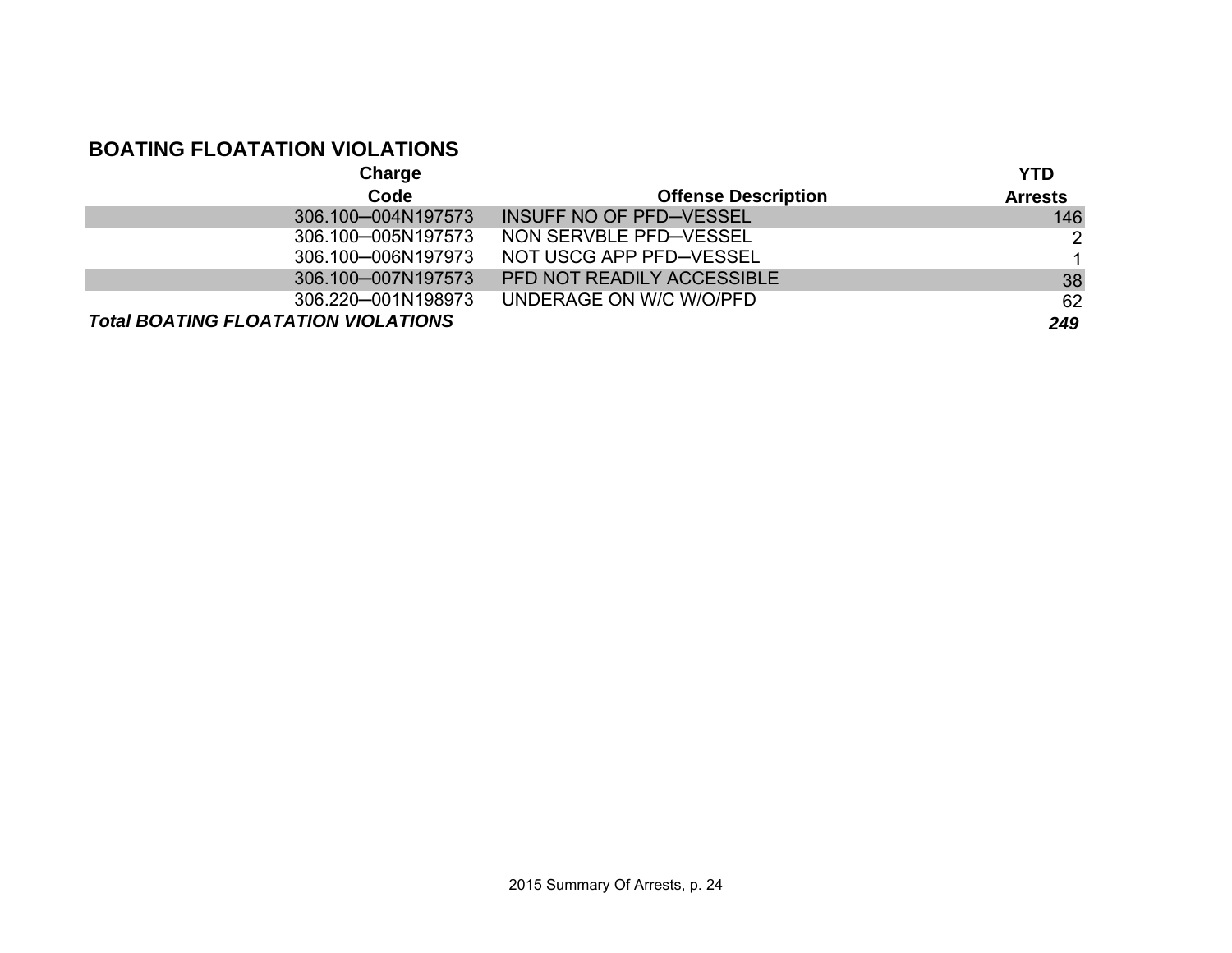## BOATING FLOATATION VIOLATIONS

| Charge Code | Offense Description | YTD Arrests |
|---|---|---|
| 306.100─004N197573 | INSUFF NO OF PFD─VESSEL | 146 |
| 306.100─005N197573 | NON SERVBLE PFD─VESSEL | 2 |
| 306.100─006N197973 | NOT USCG APP PFD─VESSEL | 1 |
| 306.100─007N197573 | PFD NOT READILY ACCESSIBLE | 38 |
| 306.220─001N198973 | UNDERAGE ON W/C W/O/PFD | 62 |
| ***Total BOATING FLOATATION VIOLATIONS*** | | ***249*** |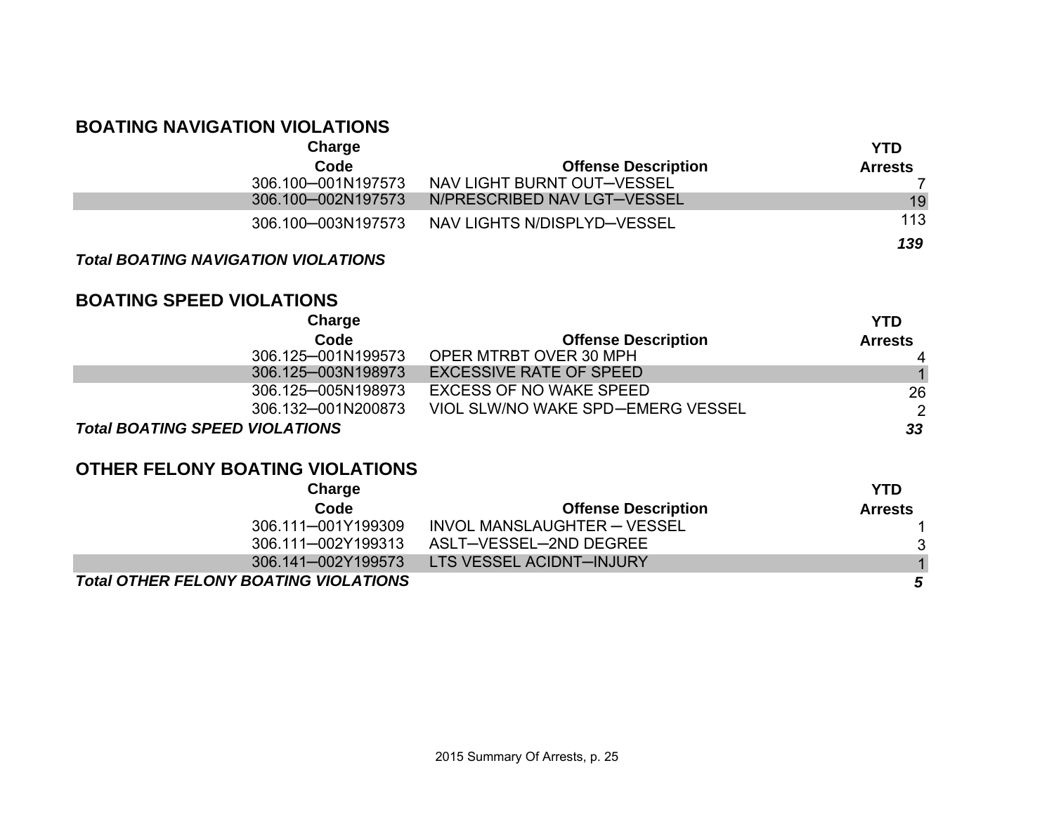## BOATING NAVIGATION VIOLATIONS

| Charge Code | Offense Description | YTD Arrests |
|---|---|---|
| 306.100─001N197573 | NAV LIGHT BURNT OUT─VESSEL | 7 |
| 306.100─002N197573 | N/PRESCRIBED NAV LGT─VESSEL | 19 |
| 306.100─003N197573 | NAV LIGHTS N/DISPLYD─VESSEL | 113 |
| ***Total BOATING NAVIGATION VIOLATIONS*** | | ***139*** |

## BOATING SPEED VIOLATIONS

| Charge Code | Offense Description | YTD Arrests |
|---|---|---|
| 306.125─001N199573 | OPER MTRBT OVER 30 MPH | 4 |
| 306.125─003N198973 | EXCESSIVE RATE OF SPEED | 1 |
| 306.125─005N198973 | EXCESS OF NO WAKE SPEED | 26 |
| 306.132─001N200873 | VIOL SLW/NO WAKE SPD─EMERG VESSEL | 2 |
| ***Total BOATING SPEED VIOLATIONS*** | | ***33*** |

## OTHER FELONY BOATING VIOLATIONS

| Charge Code | Offense Description | YTD Arrests |
|---|---|---|
| 306.111─001Y199309 | INVOL MANSLAUGHTER ─ VESSEL | 1 |
| 306.111─002Y199313 | ASLT─VESSEL─2ND DEGREE | 3 |
| 306.141─002Y199573 | LTS VESSEL ACIDNT─INJURY | 1 |
| ***Total OTHER FELONY BOATING VIOLATIONS*** | | ***5*** |

2015 Summary Of Arrests, p. 25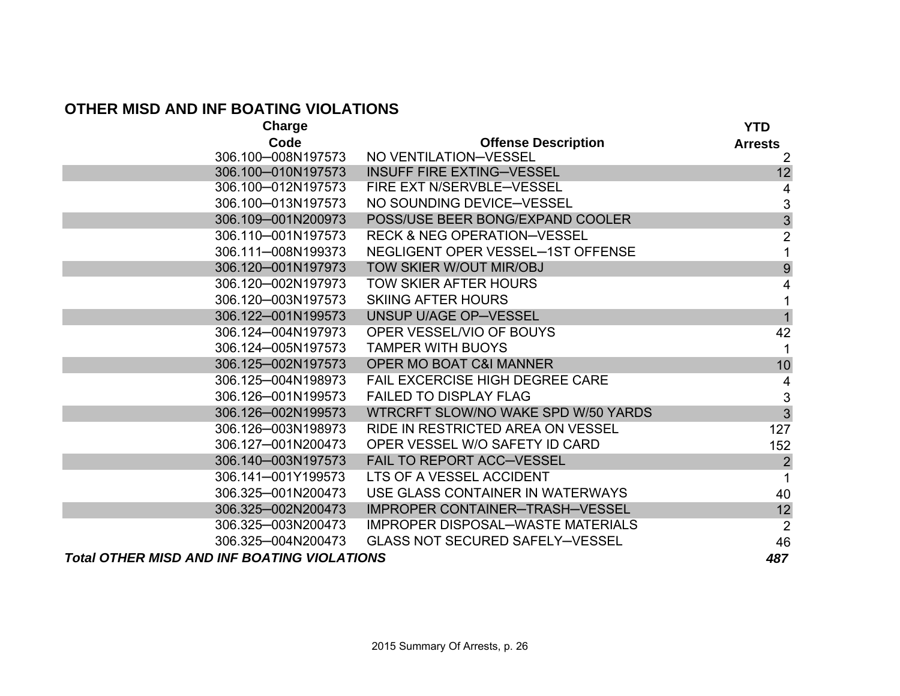## OTHER MISD AND INF BOATING VIOLATIONS

| Charge Code | Offense Description | YTD Arrests |
|---|---|---|
| 306.100─008N197573 | NO VENTILATION─VESSEL | 2 |
| 306.100─010N197573 | INSUFF FIRE EXTING─VESSEL | 12 |
| 306.100─012N197573 | FIRE EXT N/SERVBLE─VESSEL | 4 |
| 306.100─013N197573 | NO SOUNDING DEVICE─VESSEL | 3 |
| 306.109─001N200973 | POSS/USE BEER BONG/EXPAND COOLER | 3 |
| 306.110─001N197573 | RECK & NEG OPERATION─VESSEL | 2 |
| 306.111─008N199373 | NEGLIGENT OPER VESSEL─1ST OFFENSE | 1 |
| 306.120─001N197973 | TOW SKIER W/OUT MIR/OBJ | 9 |
| 306.120─002N197973 | TOW SKIER AFTER HOURS | 4 |
| 306.120─003N197573 | SKIING AFTER HOURS | 1 |
| 306.122─001N199573 | UNSUP U/AGE OP─VESSEL | 1 |
| 306.124─004N197973 | OPER VESSEL/VIO OF BOUYS | 42 |
| 306.124─005N197573 | TAMPER WITH BUOYS | 1 |
| 306.125─002N197573 | OPER MO BOAT C&I MANNER | 10 |
| 306.125─004N198973 | FAIL EXCERCISE HIGH DEGREE CARE | 4 |
| 306.126─001N199573 | FAILED TO DISPLAY FLAG | 3 |
| 306.126─002N199573 | WTRCRFT SLOW/NO WAKE SPD W/50 YARDS | 3 |
| 306.126─003N198973 | RIDE IN RESTRICTED AREA ON VESSEL | 127 |
| 306.127─001N200473 | OPER VESSEL W/O SAFETY ID CARD | 152 |
| 306.140─003N197573 | FAIL TO REPORT ACC─VESSEL | 2 |
| 306.141─001Y199573 | LTS OF A VESSEL ACCIDENT | 1 |
| 306.325─001N200473 | USE GLASS CONTAINER IN WATERWAYS | 40 |
| 306.325─002N200473 | IMPROPER CONTAINER─TRASH─VESSEL | 12 |
| 306.325─003N200473 | IMPROPER DISPOSAL─WASTE MATERIALS | 2 |
| 306.325─004N200473 | GLASS NOT SECURED SAFELY─VESSEL | 46 |
| ***Total OTHER MISD AND INF BOATING VIOLATIONS*** | | ***487*** |

2015 Summary Of Arrests, p. 26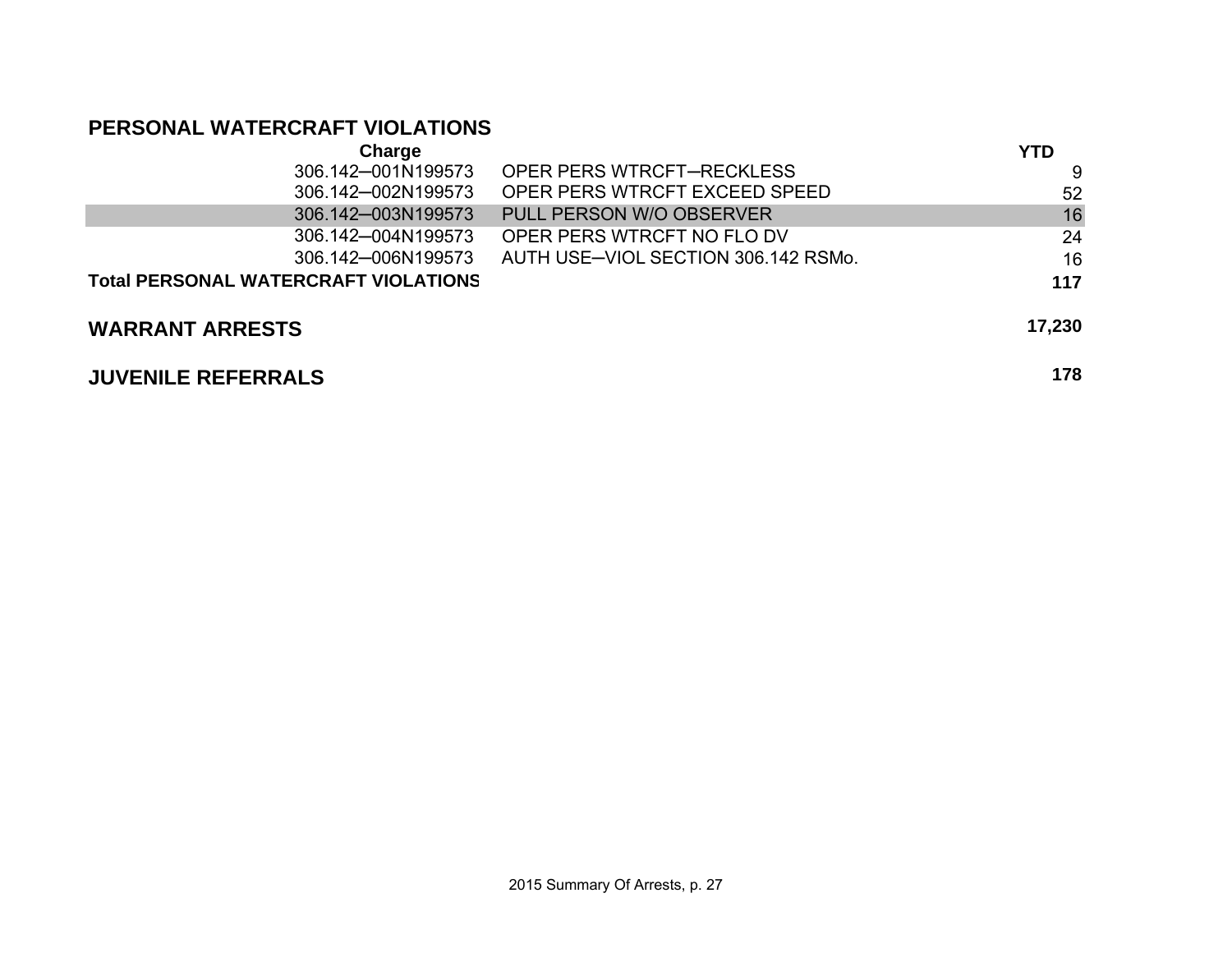## PERSONAL WATERCRAFT VIOLATIONS

| Charge | | YTD |
|---|---|---|
| 306.142—001N199573 | OPER PERS WTRCFT—RECKLESS | 9 |
| 306.142—002N199573 | OPER PERS WTRCFT EXCEED SPEED | 52 |
| 306.142—003N199573 | PULL PERSON W/O OBSERVER | 16 |
| 306.142—004N199573 | OPER PERS WTRCFT NO FLO DV | 24 |
| 306.142—006N199573 | AUTH USE—VIOL SECTION 306.142 RSMo. | 16 |
| **Total PERSONAL WATERCRAFT VIOLATIONS** | | **117** |

## WARRANT ARRESTS

**17,230**

## JUVENILE REFERRALS

**178**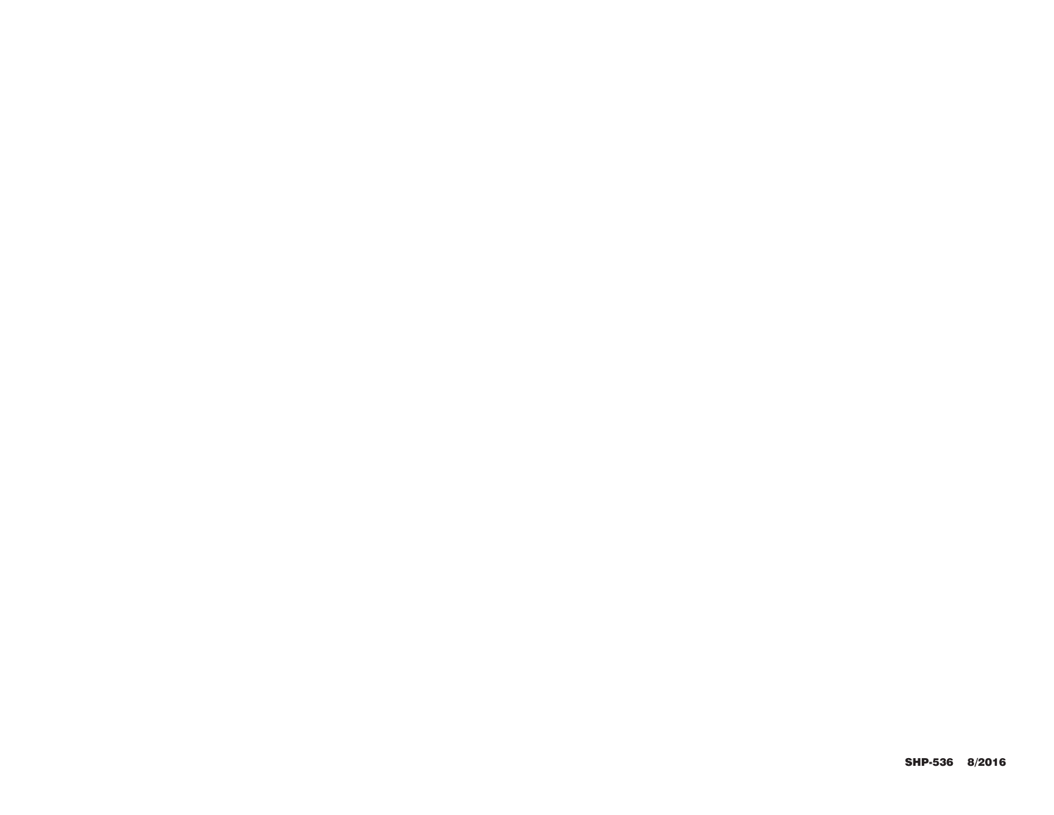**SHP-536 8/2016**